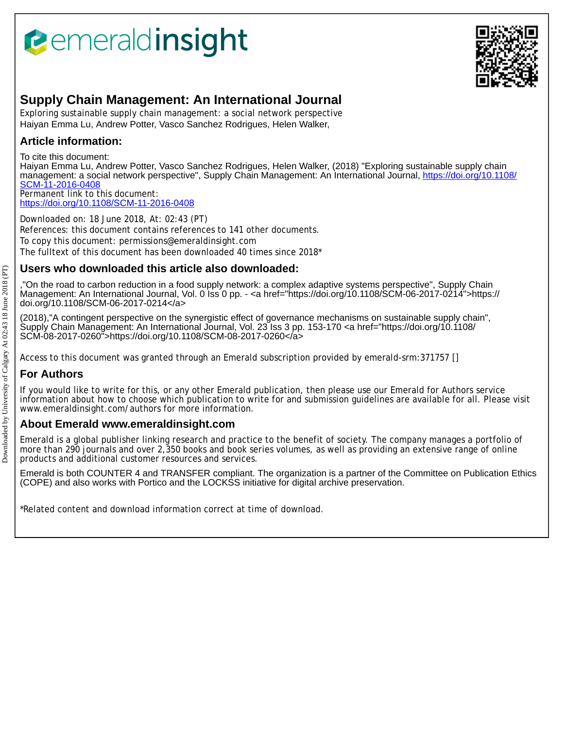emeraldinsight

# Supply Chain Management: An International Journal

Exploring sustainable supply chain management: a social network perspective
Haiyan Emma Lu, Andrew Potter, Vasco Sanchez Rodrigues, Helen Walker,

## Article information:

To cite this document:
Haiyan Emma Lu, Andrew Potter, Vasco Sanchez Rodrigues, Helen Walker, (2018) "Exploring sustainable supply chain management: a social network perspective", Supply Chain Management: An International Journal, https://doi.org/10.1108/SCM-11-2016-0408
Permanent link to this document:
https://doi.org/10.1108/SCM-11-2016-0408

Downloaded on: 18 June 2018, At: 02:43 (PT)
References: this document contains references to 141 other documents.
To copy this document: permissions@emeraldinsight.com
The fulltext of this document has been downloaded 40 times since 2018*

## Users who downloaded this article also downloaded:

,"On the road to carbon reduction in a food supply network: a complex adaptive systems perspective", Supply Chain Management: An International Journal, Vol. 0 Iss 0 pp. - <a href="https://doi.org/10.1108/SCM-06-2017-0214">https://doi.org/10.1108/SCM-06-2017-0214</a>

(2018),"A contingent perspective on the synergistic effect of governance mechanisms on sustainable supply chain", Supply Chain Management: An International Journal, Vol. 23 Iss 3 pp. 153-170 <a href="https://doi.org/10.1108/SCM-08-2017-0260">https://doi.org/10.1108/SCM-08-2017-0260</a>

Access to this document was granted through an Emerald subscription provided by emerald-srm:371757 []

## For Authors

If you would like to write for this, or any other Emerald publication, then please use our Emerald for Authors service information about how to choose which publication to write for and submission guidelines are available for all. Please visit www.emeraldinsight.com/authors for more information.

## About Emerald www.emeraldinsight.com

Emerald is a global publisher linking research and practice to the benefit of society. The company manages a portfolio of more than 290 journals and over 2,350 books and book series volumes, as well as providing an extensive range of online products and additional customer resources and services.

Emerald is both COUNTER 4 and TRANSFER compliant. The organization is a partner of the Committee on Publication Ethics (COPE) and also works with Portico and the LOCKSS initiative for digital archive preservation.

*Related content and download information correct at time of download.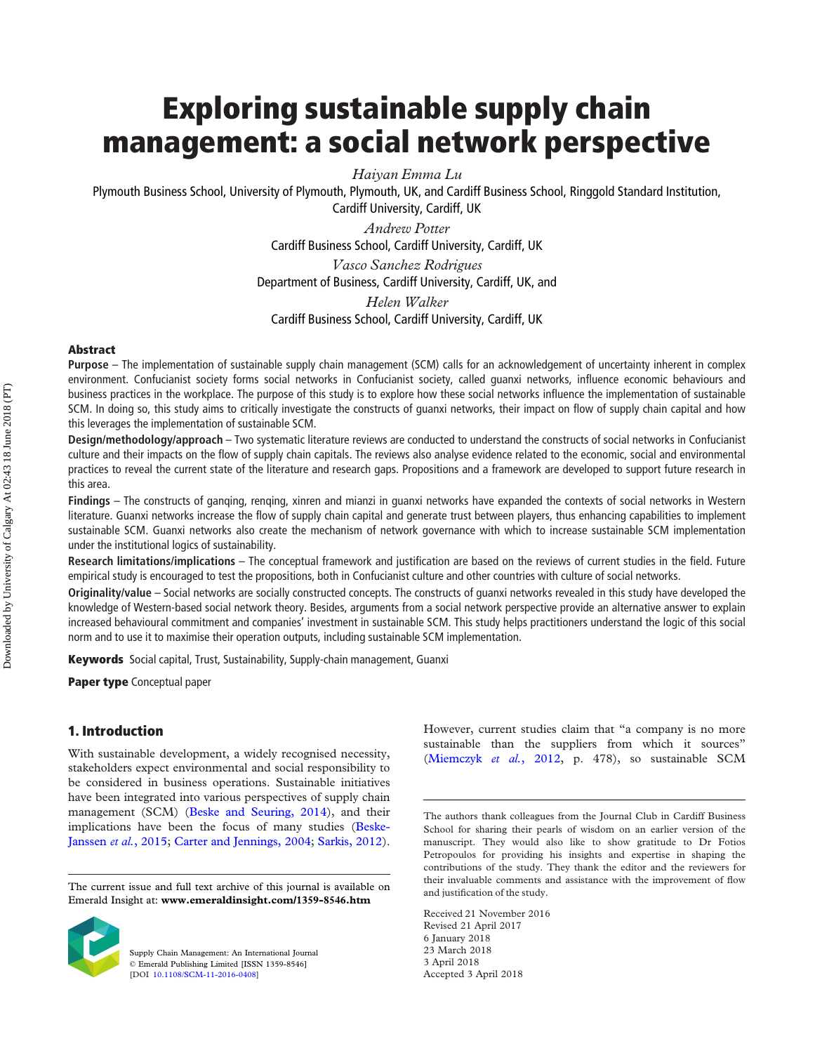# Exploring sustainable supply chain management: a social network perspective

*Haiyan Emma Lu*

Plymouth Business School, University of Plymouth, Plymouth, UK, and Cardiff Business School, Ringgold Standard Institution, Cardiff University, Cardiff, UK

*Andrew Potter*

Cardiff Business School, Cardiff University, Cardiff, UK

*Vasco Sanchez Rodrigues*

Department of Business, Cardiff University, Cardiff, UK, and

*Helen Walker*

Cardiff Business School, Cardiff University, Cardiff, UK

## Abstract

**Purpose** – The implementation of sustainable supply chain management (SCM) calls for an acknowledgement of uncertainty inherent in complex environment. Confucianist society forms social networks in Confucianist society, called guanxi networks, influence economic behaviours and business practices in the workplace. The purpose of this study is to explore how these social networks influence the implementation of sustainable SCM. In doing so, this study aims to critically investigate the constructs of guanxi networks, their impact on flow of supply chain capital and how this leverages the implementation of sustainable SCM.

**Design/methodology/approach** – Two systematic literature reviews are conducted to understand the constructs of social networks in Confucianist culture and their impacts on the flow of supply chain capitals. The reviews also analyse evidence related to the economic, social and environmental practices to reveal the current state of the literature and research gaps. Propositions and a framework are developed to support future research in this area.

**Findings** – The constructs of ganqing, renqing, xinren and mianzi in guanxi networks have expanded the contexts of social networks in Western literature. Guanxi networks increase the flow of supply chain capital and generate trust between players, thus enhancing capabilities to implement sustainable SCM. Guanxi networks also create the mechanism of network governance with which to increase sustainable SCM implementation under the institutional logics of sustainability.

**Research limitations/implications** – The conceptual framework and justification are based on the reviews of current studies in the field. Future empirical study is encouraged to test the propositions, both in Confucianist culture and other countries with culture of social networks.

**Originality/value** – Social networks are socially constructed concepts. The constructs of guanxi networks revealed in this study have developed the knowledge of Western-based social network theory. Besides, arguments from a social network perspective provide an alternative answer to explain increased behavioural commitment and companies' investment in sustainable SCM. This study helps practitioners understand the logic of this social norm and to use it to maximise their operation outputs, including sustainable SCM implementation.

**Keywords** Social capital, Trust, Sustainability, Supply-chain management, Guanxi

**Paper type** Conceptual paper

## 1. Introduction

With sustainable development, a widely recognised necessity, stakeholders expect environmental and social responsibility to be considered in business operations. Sustainable initiatives have been integrated into various perspectives of supply chain management (SCM) (Beske and Seuring, 2014), and their implications have been the focus of many studies (Beske-Janssen *et al.*, 2015; Carter and Jennings, 2004; Sarkis, 2012). However, current studies claim that "a company is no more sustainable than the suppliers from which it sources" (Miemczyk *et al.*, 2012, p. 478), so sustainable SCM

The current issue and full text archive of this journal is available on Emerald Insight at: **www.emeraldinsight.com/1359-8546.htm**

Supply Chain Management: An International Journal
© Emerald Publishing Limited [ISSN 1359-8546]
[DOI 10.1108/SCM-11-2016-0408]

The authors thank colleagues from the Journal Club in Cardiff Business School for sharing their pearls of wisdom on an earlier version of the manuscript. They would also like to show gratitude to Dr Fotios Petropoulos for providing his insights and expertise in shaping the contributions of the study. They thank the editor and the reviewers for their invaluable comments and assistance with the improvement of flow and justification of the study.

Received 21 November 2016
Revised 21 April 2017
6 January 2018
23 March 2018
3 April 2018
Accepted 3 April 2018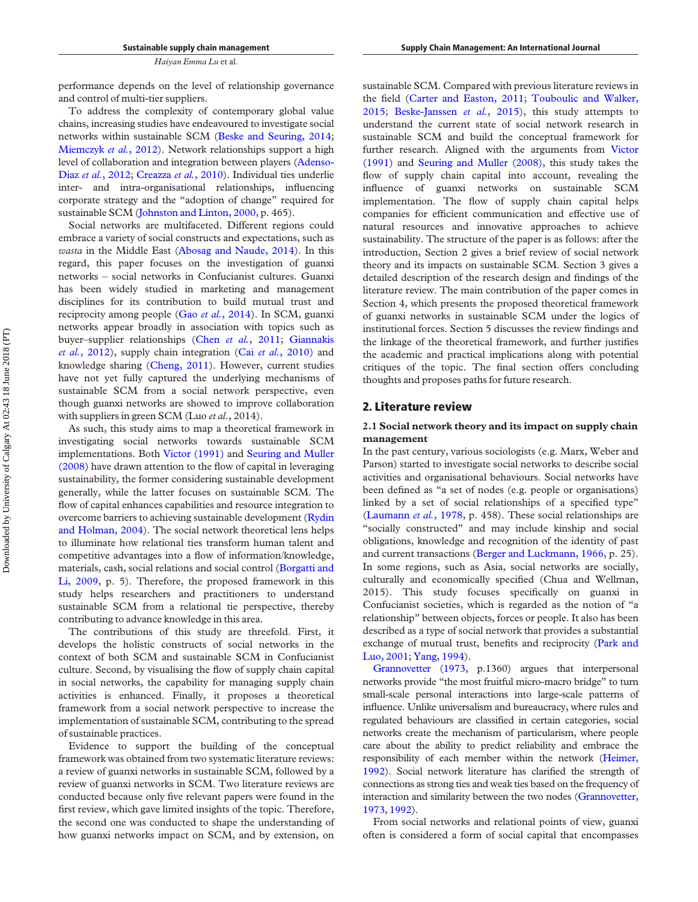performance depends on the level of relationship governance and control of multi-tier suppliers.

To address the complexity of contemporary global value chains, increasing studies have endeavoured to investigate social networks within sustainable SCM (Beske and Seuring, 2014; Miemczyk *et al.*, 2012). Network relationships support a high level of collaboration and integration between players (Adenso-Diaz *et al.*, 2012; Creazza *et al.*, 2010). Individual ties underlie inter- and intra-organisational relationships, influencing corporate strategy and the "adoption of change" required for sustainable SCM (Johnston and Linton, 2000, p. 465).

Social networks are multifaceted. Different regions could embrace a variety of social constructs and expectations, such as *wasta* in the Middle East (Abosag and Naude, 2014). In this regard, this paper focuses on the investigation of guanxi networks – social networks in Confucianist cultures. Guanxi has been widely studied in marketing and management disciplines for its contribution to build mutual trust and reciprocity among people (Gao *et al.*, 2014). In SCM, guanxi networks appear broadly in association with topics such as buyer–supplier relationships (Chen *et al.*, 2011; Giannakis *et al.*, 2012), supply chain integration (Cai *et al.*, 2010) and knowledge sharing (Cheng, 2011). However, current studies have not yet fully captured the underlying mechanisms of sustainable SCM from a social network perspective, even though guanxi networks are showed to improve collaboration with suppliers in green SCM (Luo *et al.*, 2014).

As such, this study aims to map a theoretical framework in investigating social networks towards sustainable SCM implementations. Both Victor (1991) and Seuring and Muller (2008) have drawn attention to the flow of capital in leveraging sustainability, the former considering sustainable development generally, while the latter focuses on sustainable SCM. The flow of capital enhances capabilities and resource integration to overcome barriers to achieving sustainable development (Rydin and Holman, 2004). The social network theoretical lens helps to illuminate how relational ties transform human talent and competitive advantages into a flow of information/knowledge, materials, cash, social relations and social control (Borgatti and Li, 2009, p. 5). Therefore, the proposed framework in this study helps researchers and practitioners to understand sustainable SCM from a relational tie perspective, thereby contributing to advance knowledge in this area.

The contributions of this study are threefold. First, it develops the holistic constructs of social networks in the context of both SCM and sustainable SCM in Confucianist culture. Second, by visualising the flow of supply chain capital in social networks, the capability for managing supply chain activities is enhanced. Finally, it proposes a theoretical framework from a social network perspective to increase the implementation of sustainable SCM, contributing to the spread of sustainable practices.

Evidence to support the building of the conceptual framework was obtained from two systematic literature reviews: a review of guanxi networks in sustainable SCM, followed by a review of guanxi networks in SCM. Two literature reviews are conducted because only five relevant papers were found in the first review, which gave limited insights of the topic. Therefore, the second one was conducted to shape the understanding of how guanxi networks impact on SCM, and by extension, on sustainable SCM. Compared with previous literature reviews in the field (Carter and Easton, 2011; Touboulic and Walker, 2015; Beske-Janssen *et al.*, 2015), this study attempts to understand the current state of social network research in sustainable SCM and build the conceptual framework for further research. Aligned with the arguments from Victor (1991) and Seuring and Muller (2008), this study takes the flow of supply chain capital into account, revealing the influence of guanxi networks on sustainable SCM implementation. The flow of supply chain capital helps companies for efficient communication and effective use of natural resources and innovative approaches to achieve sustainability. The structure of the paper is as follows: after the introduction, Section 2 gives a brief review of social network theory and its impacts on sustainable SCM. Section 3 gives a detailed description of the research design and findings of the literature review. The main contribution of the paper comes in Section 4, which presents the proposed theoretical framework of guanxi networks in sustainable SCM under the logics of institutional forces. Section 5 discusses the review findings and the linkage of the theoretical framework, and further justifies the academic and practical implications along with potential critiques of the topic. The final section offers concluding thoughts and proposes paths for future research.

## 2. Literature review

### 2.1 Social network theory and its impact on supply chain management

In the past century, various sociologists (e.g. Marx, Weber and Parson) started to investigate social networks to describe social activities and organisational behaviours. Social networks have been defined as "a set of nodes (e.g. people or organisations) linked by a set of social relationships of a specified type" (Laumann *et al.*, 1978, p. 458). These social relationships are "socially constructed" and may include kinship and social obligations, knowledge and recognition of the identity of past and current transactions (Berger and Luckmann, 1966, p. 25). In some regions, such as Asia, social networks are socially, culturally and economically specified (Chua and Wellman, 2015). This study focuses specifically on guanxi in Confucianist societies, which is regarded as the notion of "a relationship" between objects, forces or people. It also has been described as a type of social network that provides a substantial exchange of mutual trust, benefits and reciprocity (Park and Luo, 2001; Yang, 1994).

Grannovetter (1973, p.1360) argues that interpersonal networks provide "the most fruitful micro-macro bridge" to turn small-scale personal interactions into large-scale patterns of influence. Unlike universalism and bureaucracy, where rules and regulated behaviours are classified in certain categories, social networks create the mechanism of particularism, where people care about the ability to predict reliability and embrace the responsibility of each member within the network (Heimer, 1992). Social network literature has clarified the strength of connections as strong ties and weak ties based on the frequency of interaction and similarity between the two nodes (Grannovetter, 1973, 1992).

From social networks and relational points of view, guanxi often is considered a form of social capital that encompasses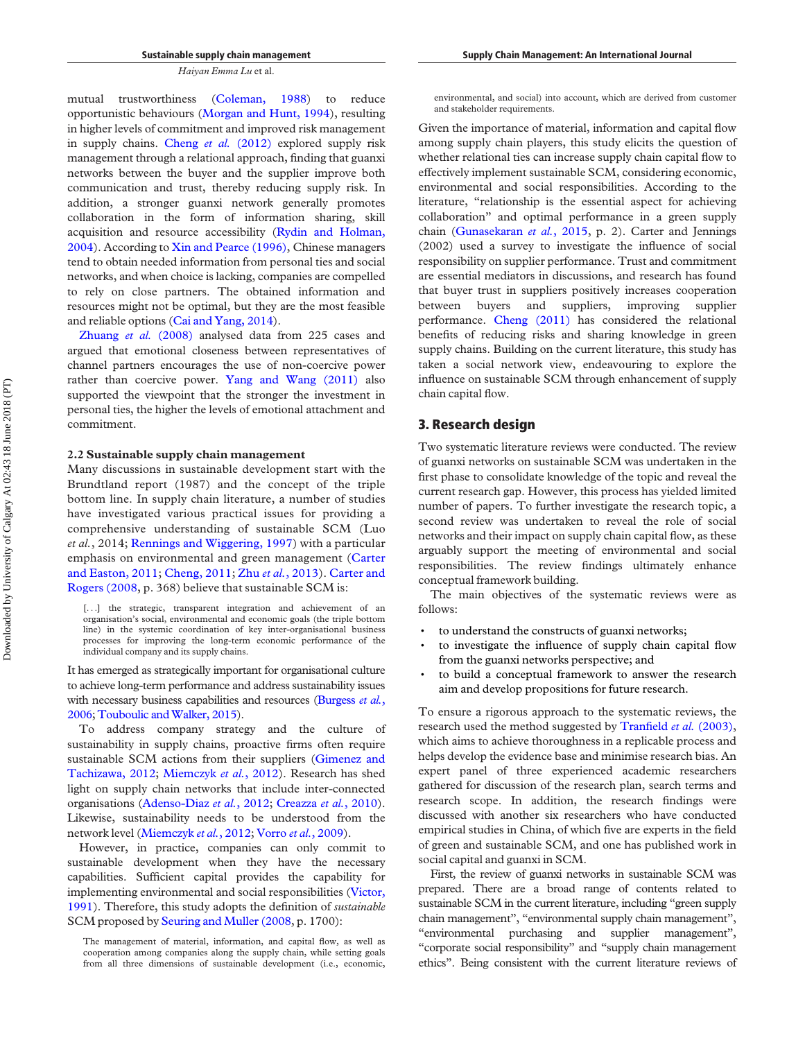mutual trustworthiness (Coleman, 1988) to reduce opportunistic behaviours (Morgan and Hunt, 1994), resulting in higher levels of commitment and improved risk management in supply chains. Cheng *et al.* (2012) explored supply risk management through a relational approach, finding that guanxi networks between the buyer and the supplier improve both communication and trust, thereby reducing supply risk. In addition, a stronger guanxi network generally promotes collaboration in the form of information sharing, skill acquisition and resource accessibility (Rydin and Holman, 2004). According to Xin and Pearce (1996), Chinese managers tend to obtain needed information from personal ties and social networks, and when choice is lacking, companies are compelled to rely on close partners. The obtained information and resources might not be optimal, but they are the most feasible and reliable options (Cai and Yang, 2014).

Zhuang *et al.* (2008) analysed data from 225 cases and argued that emotional closeness between representatives of channel partners encourages the use of non-coercive power rather than coercive power. Yang and Wang (2011) also supported the viewpoint that the stronger the investment in personal ties, the higher the levels of emotional attachment and commitment.

### 2.2 Sustainable supply chain management

Many discussions in sustainable development start with the Brundtland report (1987) and the concept of the triple bottom line. In supply chain literature, a number of studies have investigated various practical issues for providing a comprehensive understanding of sustainable SCM (Luo *et al.*, 2014; Rennings and Wiggering, 1997) with a particular emphasis on environmental and green management (Carter and Easton, 2011; Cheng, 2011; Zhu *et al.*, 2013). Carter and Rogers (2008, p. 368) believe that sustainable SCM is:

> [...] the strategic, transparent integration and achievement of an organisation's social, environmental and economic goals (the triple bottom line) in the systemic coordination of key inter-organisational business processes for improving the long-term economic performance of the individual company and its supply chains.

It has emerged as strategically important for organisational culture to achieve long-term performance and address sustainability issues with necessary business capabilities and resources (Burgess *et al.*, 2006; Touboulic and Walker, 2015).

To address company strategy and the culture of sustainability in supply chains, proactive firms often require sustainable SCM actions from their suppliers (Gimenez and Tachizawa, 2012; Miemczyk *et al.*, 2012). Research has shed light on supply chain networks that include inter-connected organisations (Adenso-Diaz *et al.*, 2012; Creazza *et al.*, 2010). Likewise, sustainability needs to be understood from the network level (Miemczyk *et al.*, 2012; Vorro *et al.*, 2009).

However, in practice, companies can only commit to sustainable development when they have the necessary capabilities. Sufficient capital provides the capability for implementing environmental and social responsibilities (Victor, 1991). Therefore, this study adopts the definition of *sustainable* SCM proposed by Seuring and Muller (2008, p. 1700):

> The management of material, information, and capital flow, as well as cooperation among companies along the supply chain, while setting goals from all three dimensions of sustainable development (i.e., economic, environmental, and social) into account, which are derived from customer and stakeholder requirements.

Given the importance of material, information and capital flow among supply chain players, this study elicits the question of whether relational ties can increase supply chain capital flow to effectively implement sustainable SCM, considering economic, environmental and social responsibilities. According to the literature, "relationship is the essential aspect for achieving collaboration" and optimal performance in a green supply chain (Gunasekaran *et al.*, 2015, p. 2). Carter and Jennings (2002) used a survey to investigate the influence of social responsibility on supplier performance. Trust and commitment are essential mediators in discussions, and research has found that buyer trust in suppliers positively increases cooperation between buyers and suppliers, improving supplier performance. Cheng (2011) has considered the relational benefits of reducing risks and sharing knowledge in green supply chains. Building on the current literature, this study has taken a social network view, endeavouring to explore the influence on sustainable SCM through enhancement of supply chain capital flow.

## 3. Research design

Two systematic literature reviews were conducted. The review of guanxi networks on sustainable SCM was undertaken in the first phase to consolidate knowledge of the topic and reveal the current research gap. However, this process has yielded limited number of papers. To further investigate the research topic, a second review was undertaken to reveal the role of social networks and their impact on supply chain capital flow, as these arguably support the meeting of environmental and social responsibilities. The review findings ultimately enhance conceptual framework building.

The main objectives of the systematic reviews were as follows:

- to understand the constructs of guanxi networks;
- to investigate the influence of supply chain capital flow from the guanxi networks perspective; and
- to build a conceptual framework to answer the research aim and develop propositions for future research.

To ensure a rigorous approach to the systematic reviews, the research used the method suggested by Tranfield *et al.* (2003), which aims to achieve thoroughness in a replicable process and helps develop the evidence base and minimise research bias. An expert panel of three experienced academic researchers gathered for discussion of the research plan, search terms and research scope. In addition, the research findings were discussed with another six researchers who have conducted empirical studies in China, of which five are experts in the field of green and sustainable SCM, and one has published work in social capital and guanxi in SCM.

First, the review of guanxi networks in sustainable SCM was prepared. There are a broad range of contents related to sustainable SCM in the current literature, including "green supply chain management", "environmental supply chain management", "environmental purchasing and supplier management", "corporate social responsibility" and "supply chain management ethics". Being consistent with the current literature reviews of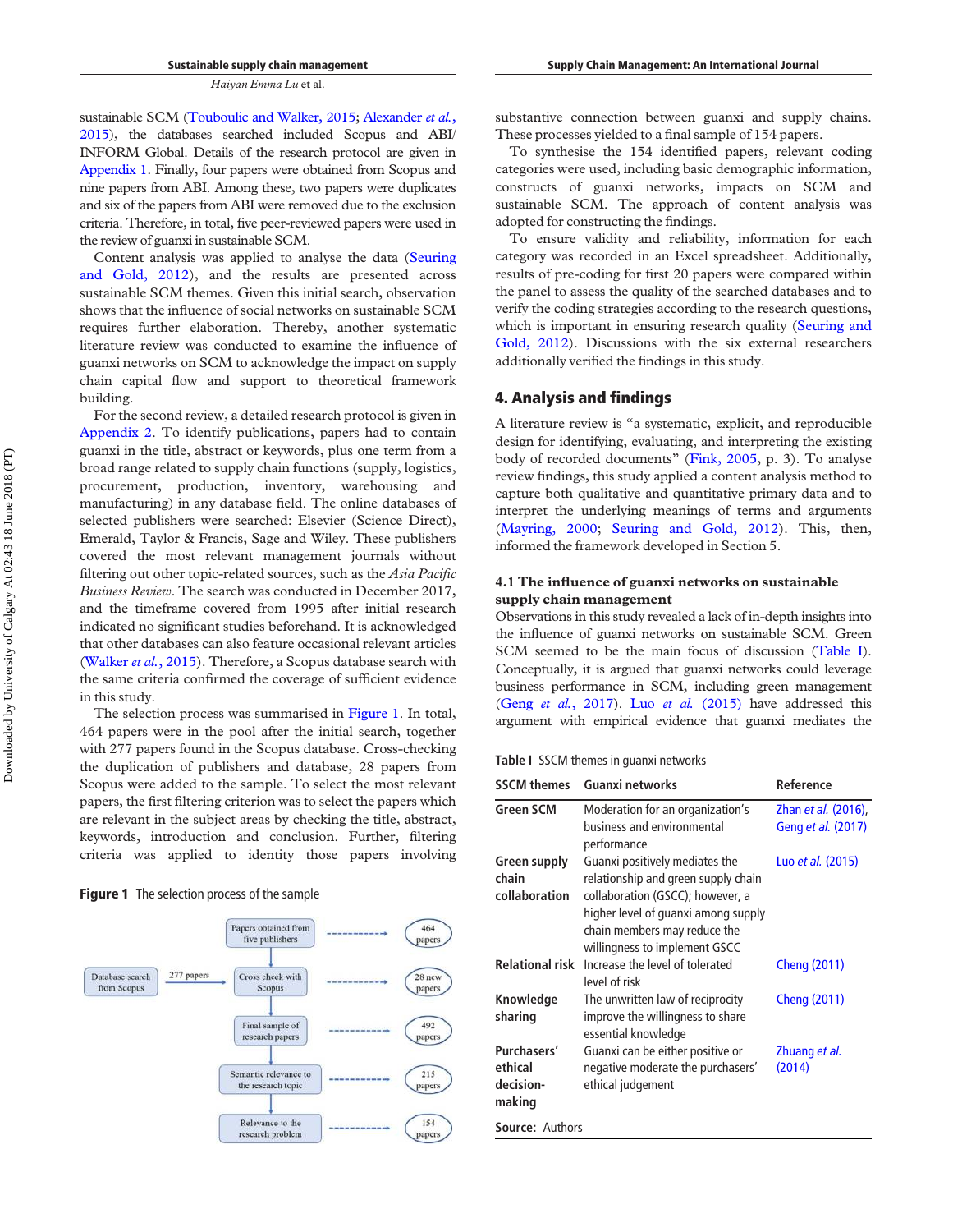sustainable SCM (Touboulic and Walker, 2015; Alexander *et al.*, 2015), the databases searched included Scopus and ABI/INFORM Global. Details of the research protocol are given in Appendix 1. Finally, four papers were obtained from Scopus and nine papers from ABI. Among these, two papers were duplicates and six of the papers from ABI were removed due to the exclusion criteria. Therefore, in total, five peer-reviewed papers were used in the review of guanxi in sustainable SCM.

Content analysis was applied to analyse the data (Seuring and Gold, 2012), and the results are presented across sustainable SCM themes. Given this initial search, observation shows that the influence of social networks on sustainable SCM requires further elaboration. Thereby, another systematic literature review was conducted to examine the influence of guanxi networks on SCM to acknowledge the impact on supply chain capital flow and support to theoretical framework building.

For the second review, a detailed research protocol is given in Appendix 2. To identify publications, papers had to contain guanxi in the title, abstract or keywords, plus one term from a broad range related to supply chain functions (supply, logistics, procurement, production, inventory, warehousing and manufacturing) in any database field. The online databases of selected publishers were searched: Elsevier (Science Direct), Emerald, Taylor & Francis, Sage and Wiley. These publishers covered the most relevant management journals without filtering out other topic-relevant sources, such as the *Asia Pacific Business Review*. The search was conducted in December 2017, and the timeframe covered from 1995 after initial research indicated no significant studies beforehand. It is acknowledged that other databases can also feature occasional relevant articles (Walker *et al.*, 2015). Therefore, a Scopus database search with the same criteria confirmed the coverage of sufficient evidence in this study.

The selection process was summarised in Figure 1. In total, 464 papers were in the pool after the initial search, together with 277 papers found in the Scopus database. Cross-checking the duplication of publishers and database, 28 papers from Scopus were added to the sample. To select the most relevant papers, the first filtering criterion was to select the papers which are relevant in the subject areas by checking the title, abstract, keywords, introduction and conclusion. Further, filtering criteria was applied to identity those papers involving substantive connection between guanxi and supply chains. These processes yielded to a final sample of 154 papers.

**Figure 1** The selection process of the sample

To synthesise the 154 identified papers, relevant coding categories were used, including basic demographic information, constructs of guanxi networks, impacts on SCM and sustainable SCM. The approach of content analysis was adopted for constructing the findings.

To ensure validity and reliability, information for each category was recorded in an Excel spreadsheet. Additionally, results of pre-coding for first 20 papers were compared within the panel to assess the quality of the searched databases and to verify the coding strategies according to the research questions, which is important in ensuring research quality (Seuring and Gold, 2012). Discussions with the six external researchers additionally verified the findings in this study.

## 4. Analysis and findings

A literature review is "a systematic, explicit, and reproducible design for identifying, evaluating, and interpreting the existing body of recorded documents" (Fink, 2005, p. 3). To analyse review findings, this study applied a content analysis method to capture both qualitative and quantitative primary data and to interpret the underlying meanings of terms and arguments (Mayring, 2000; Seuring and Gold, 2012). This, then, informed the framework developed in Section 5.

### 4.1 The influence of guanxi networks on sustainable supply chain management

Observations in this study revealed a lack of in-depth insights into the influence of guanxi networks on sustainable SCM. Green SCM seemed to be the main focus of discussion (Table I). Conceptually, it is argued that guanxi networks could leverage business performance in SCM, including green management (Geng *et al.*, 2017). Luo *et al.* (2015) have addressed this argument with empirical evidence that guanxi mediates the

**Table I** SSCM themes in guanxi networks

| SSCM themes | Guanxi networks | Reference |
|---|---|---|
| Green SCM | Moderation for an organization's business and environmental performance | Zhan *et al.* (2016), Geng *et al.* (2017) |
| Green supply chain collaboration | Guanxi positively mediates the relationship and green supply chain collaboration (GSCC); however, a higher level of guanxi among supply chain members may reduce the willingness to implement GSCC | Luo *et al.* (2015) |
| Relational risk | Increase the level of tolerated level of risk | Cheng (2011) |
| Knowledge sharing | The unwritten law of reciprocity improve the willingness to share essential knowledge | Cheng (2011) |
| Purchasers' ethical decision-making | Guanxi can be either positive or negative moderate the purchasers' ethical judgement | Zhuang *et al.* (2014) |

**Source:** Authors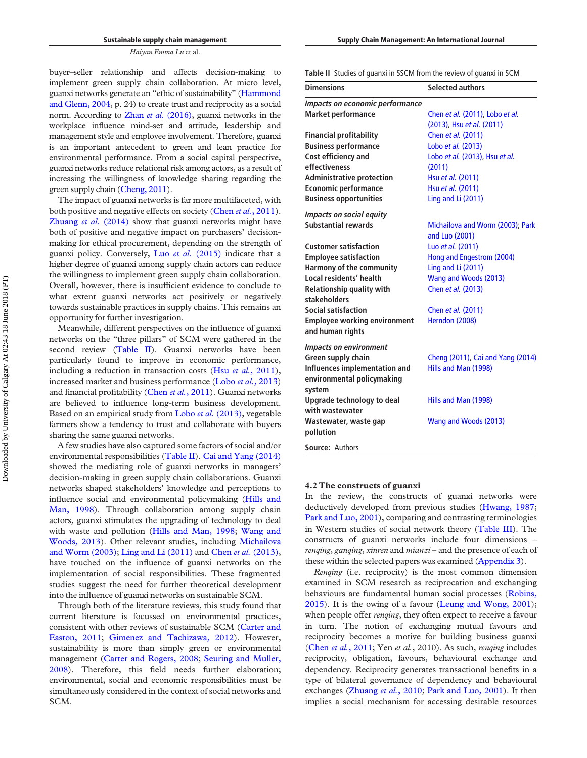buyer–seller relationship and affects decision-making to implement green supply chain collaboration. At micro level, guanxi networks generate an "ethic of sustainability" (Hammond and Glenn, 2004, p. 24) to create trust and reciprocity as a social norm. According to Zhan *et al.* (2016), guanxi networks in the workplace influence mind-set and attitude, leadership and management style and employee involvement. Therefore, guanxi is an important antecedent to green and lean practice for environmental performance. From a social capital perspective, guanxi networks reduce relational risk among actors, as a result of increasing the willingness of knowledge sharing regarding the green supply chain (Cheng, 2011).

The impact of guanxi networks is far more multifaceted, with both positive and negative effects on society (Chen *et al.*, 2011). Zhuang *et al.* (2014) show that guanxi networks might have both of positive and negative impact on purchasers' decision-making for ethical procurement, depending on the strength of guanxi policy. Conversely, Luo *et al.* (2015) indicate that a higher degree of guanxi among supply chain actors can reduce the willingness to implement green supply chain collaboration. Overall, however, there is insufficient evidence to conclude to what extent guanxi networks act positively or negatively towards sustainable practices in supply chains. This remains an opportunity for further investigation.

Meanwhile, different perspectives on the influence of guanxi networks on the "three pillars" of SCM were gathered in the second review (Table II). Guanxi networks have been particularly found to improve in economic performance, including a reduction in transaction costs (Hsu *et al.*, 2011), increased market and business performance (Lobo *et al.*, 2013) and financial profitability (Chen *et al.*, 2011). Guanxi networks are believed to influence long-term business development. Based on an empirical study from Lobo *et al.* (2013), vegetable farmers show a tendency to trust and collaborate with buyers sharing the same guanxi networks.

A few studies have also captured some factors of social and/or environmental responsibilities (Table II). Cai and Yang (2014) showed the mediating role of guanxi networks in managers' decision-making in green supply chain collaborations. Guanxi networks shaped stakeholders' knowledge and perceptions to influence social and environmental policymaking (Hills and Man, 1998). Through collaboration among supply chain actors, guanxi stimulates the upgrading of technology to deal with waste and pollution (Hills and Man, 1998; Wang and Woods, 2013). Other relevant studies, including Michailova and Worm (2003); Ling and Li (2011) and Chen *et al.* (2013), have touched on the influence of guanxi networks on the implementation of social responsibilities. These fragmented studies suggest the need for further theoretical development into the influence of guanxi networks on sustainable SCM.

Through both of the literature reviews, this study found that current literature is focussed on environmental practices, consistent with other reviews of sustainable SCM (Carter and Easton, 2011; Gimenez and Tachizawa, 2012). However, sustainability is more than simply green or environmental management (Carter and Rogers, 2008; Seuring and Muller, 2008). Therefore, this field needs further elaboration; environmental, social and economic responsibilities must be simultaneously considered in the context of social networks and SCM.

**Table II** Studies of guanxi in SSCM from the review of guanxi in SCM

| Dimensions | Selected authors |
|---|---|
| ***Impacts on economic performance*** | |
| **Market performance** | Chen *et al.* (2011), Lobo *et al.* (2013), Hsu *et al.* (2011) |
| **Financial profitability** | Chen *et al.* (2011) |
| **Business performance** | Lobo *et al.* (2013) |
| **Cost efficiency and effectiveness** | Lobo *et al.* (2013), Hsu *et al.* (2011) |
| **Administrative protection** | Hsu *et al.* (2011) |
| **Economic performance** | Hsu *et al.* (2011) |
| **Business opportunities** | Ling and Li (2011) |
| ***Impacts on social equity*** | |
| **Substantial rewards** | Michailova and Worm (2003); Park and Luo (2001) |
| **Customer satisfaction** | Luo *et al.* (2011) |
| **Employee satisfaction** | Hong and Engestrom (2004) |
| **Harmony of the community** | Ling and Li (2011) |
| **Local residents' health** | Wang and Woods (2013) |
| **Relationship quality with stakeholders** | Chen *et al.* (2013) |
| **Social satisfaction** | Chen *et al.* (2011) |
| **Employee working environment and human rights** | Herndon (2008) |
| ***Impacts on environment*** | |
| **Green supply chain** | Cheng (2011), Cai and Yang (2014) |
| **Influences implementation and environmental policymaking system** | Hills and Man (1998) |
| **Upgrade technology to deal with wastewater** | Hills and Man (1998) |
| **Wastewater, waste gap pollution** | Wang and Woods (2013) |

**Source:** Authors

### 4.2 The constructs of guanxi

In the review, the constructs of guanxi networks were deductively developed from previous studies (Hwang, 1987; Park and Luo, 2001), comparing and contrasting terminologies in Western studies of social network theory (Table III). The constructs of guanxi networks include four dimensions – *renqing*, *ganqing*, *xinren* and *mianzi* – and the presence of each of these within the selected papers was examined (Appendix 3).

*Renqing* (i.e. reciprocity) is the most common dimension examined in SCM research as reciprocation and exchanging behaviours are fundamental human social processes (Robins, 2015). It is the owing of a favour (Leung and Wong, 2001); when people offer *renqing*, they often expect to receive a favour in turn. The notion of exchanging mutual favours and reciprocity becomes a motive for building business guanxi (Chen *et al.*, 2011; Yen *et al.*, 2010). As such, *renqing* includes reciprocity, obligation, favours, behavioural exchange and dependency. Reciprocity generates transactional benefits in a type of bilateral governance of dependency and behavioural exchanges (Zhuang *et al.*, 2010; Park and Luo, 2001). It then implies a social mechanism for accessing desirable resources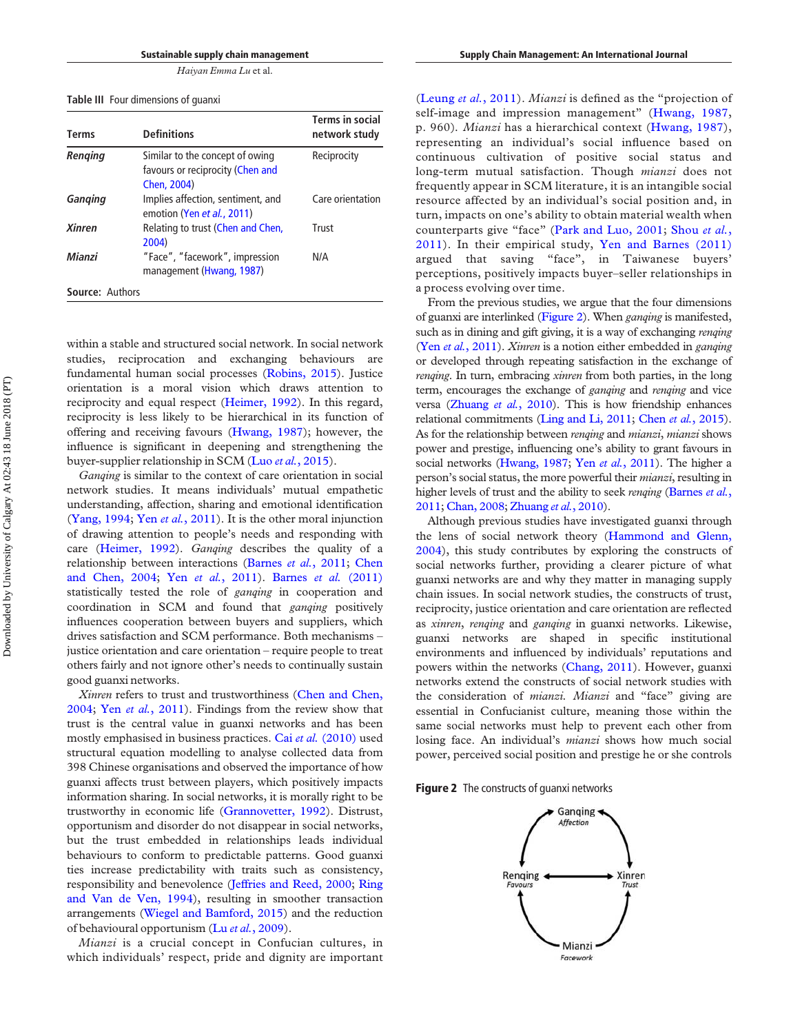Table III Four dimensions of guanxi

| Terms | Definitions | Terms in social network study |
|---|---|---|
| *Renqing* | Similar to the concept of owing favours or reciprocity (Chen and Chen, 2004) | Reciprocity |
| *Ganqing* | Implies affection, sentiment, and emotion (Yen *et al.*, 2011) | Care orientation |
| *Xinren* | Relating to trust (Chen and Chen, 2004) | Trust |
| *Mianzi* | "Face", "facework", impression management (Hwang, 1987) | N/A |

**Source:** Authors

within a stable and structured social network. In social network studies, reciprocation and exchanging behaviours are fundamental human social processes (Robins, 2015). Justice orientation is a moral vision which draws attention to reciprocity and equal respect (Heimer, 1992). In this regard, reciprocity is less likely to be hierarchical in its function of offering and receiving favours (Hwang, 1987); however, the influence is significant in deepening and strengthening the buyer-supplier relationship in SCM (Luo *et al.*, 2015).

*Ganqing* is similar to the context of care orientation in social network studies. It means individuals' mutual empathetic understanding, affection, sharing and emotional identification (Yang, 1994; Yen *et al.*, 2011). It is the other moral injunction of drawing attention to people's needs and responding with care (Heimer, 1992). *Ganqing* describes the quality of a relationship between interactions (Barnes *et al.*, 2011; Chen and Chen, 2004; Yen *et al.*, 2011). Barnes *et al.* (2011) statistically tested the role of *ganqing* in cooperation and coordination in SCM and found that *ganqing* positively influences cooperation between buyers and suppliers, which drives satisfaction and SCM performance. Both mechanisms – justice orientation and care orientation – require people to treat others fairly and not ignore other's needs to continually sustain good guanxi networks.

*Xinren* refers to trust and trustworthiness (Chen and Chen, 2004; Yen *et al.*, 2011). Findings from the review show that trust is the central value in guanxi networks and has been mostly emphasised in business practices. Cai *et al.* (2010) used structural equation modelling to analyse collected data from 398 Chinese organisations and observed the importance of how guanxi affects trust between players, which positively impacts information sharing. In social networks, it is morally right to be trustworthy in economic life (Grannovetter, 1992). Distrust, opportunism and disorder do not disappear in social networks, but the trust embedded in relationships leads individual behaviours to conform to predictable patterns. Good guanxi ties increase predictability with traits such as consistency, responsibility and benevolence (Jeffries and Reed, 2000; Ring and Van de Ven, 1994), resulting in smoother transaction arrangements (Wiegel and Bamford, 2015) and the reduction of behavioural opportunism (Lu *et al.*, 2009).

*Mianzi* is a crucial concept in Confucian cultures, in which individuals' respect, pride and dignity are important (Leung *et al.*, 2011). *Mianzi* is defined as the "projection of self-image and impression management" (Hwang, 1987, p. 960). *Mianzi* has a hierarchical context (Hwang, 1987), representing an individual's social influence based on continuous cultivation of positive social status and long-term mutual satisfaction. Though *mianzi* does not frequently appear in SCM literature, it is an intangible social resource affected by an individual's social position and, in turn, impacts on one's ability to obtain material wealth when counterparts give "face" (Park and Luo, 2001; Shou *et al.*, 2011). In their empirical study, Yen and Barnes (2011) argued that saving "face", in Taiwanese buyers' perceptions, positively impacts buyer–seller relationships in a process evolving over time.

From the previous studies, we argue that the four dimensions of guanxi are interlinked (Figure 2). When *ganqing* is manifested, such as in dining and gift giving, it is a way of exchanging *renqing* (Yen *et al.*, 2011). *Xinren* is a notion either embedded in *ganqing* or developed through repeating satisfaction in the exchange of *renqing*. In turn, embracing *xinren* from both parties, in the long term, encourages the exchange of *ganqing* and *renqing* and vice versa (Zhuang *et al.*, 2010). This is how friendship enhances relational commitments (Ling and Li, 2011; Chen *et al.*, 2015). As for the relationship between *renqing* and *mianzi*, *mianzi* shows power and prestige, influencing one's ability to grant favours in social networks (Hwang, 1987; Yen *et al.*, 2011). The higher a person's social status, the more powerful their *mianzi*, resulting in higher levels of trust and the ability to seek *renqing* (Barnes *et al.*, 2011; Chan, 2008; Zhuang *et al.*, 2010).

Although previous studies have investigated guanxi through the lens of social network theory (Hammond and Glenn, 2004), this study contributes by exploring the constructs of social networks further, providing a clearer picture of what guanxi networks are and why they matter in managing supply chain issues. In social network studies, the constructs of trust, reciprocity, justice orientation and care orientation are reflected as *xinren*, *renqing* and *ganqing* in guanxi networks. Likewise, guanxi networks are shaped in specific institutional environments and influenced by individuals' reputations and powers within the networks (Chang, 2011). However, guanxi networks extend the constructs of social network studies with the consideration of *mianzi*. *Mianzi* and "face" giving are essential in Confucianist culture, meaning those within the same social networks must help to prevent each other from losing face. An individual's *mianzi* shows how much social power, perceived social position and prestige he or she controls

**Figure 2** The constructs of guanxi networks

Ganqing (Affection), Renqing (Favours), Xinren (Trust), Mianzi (Facework)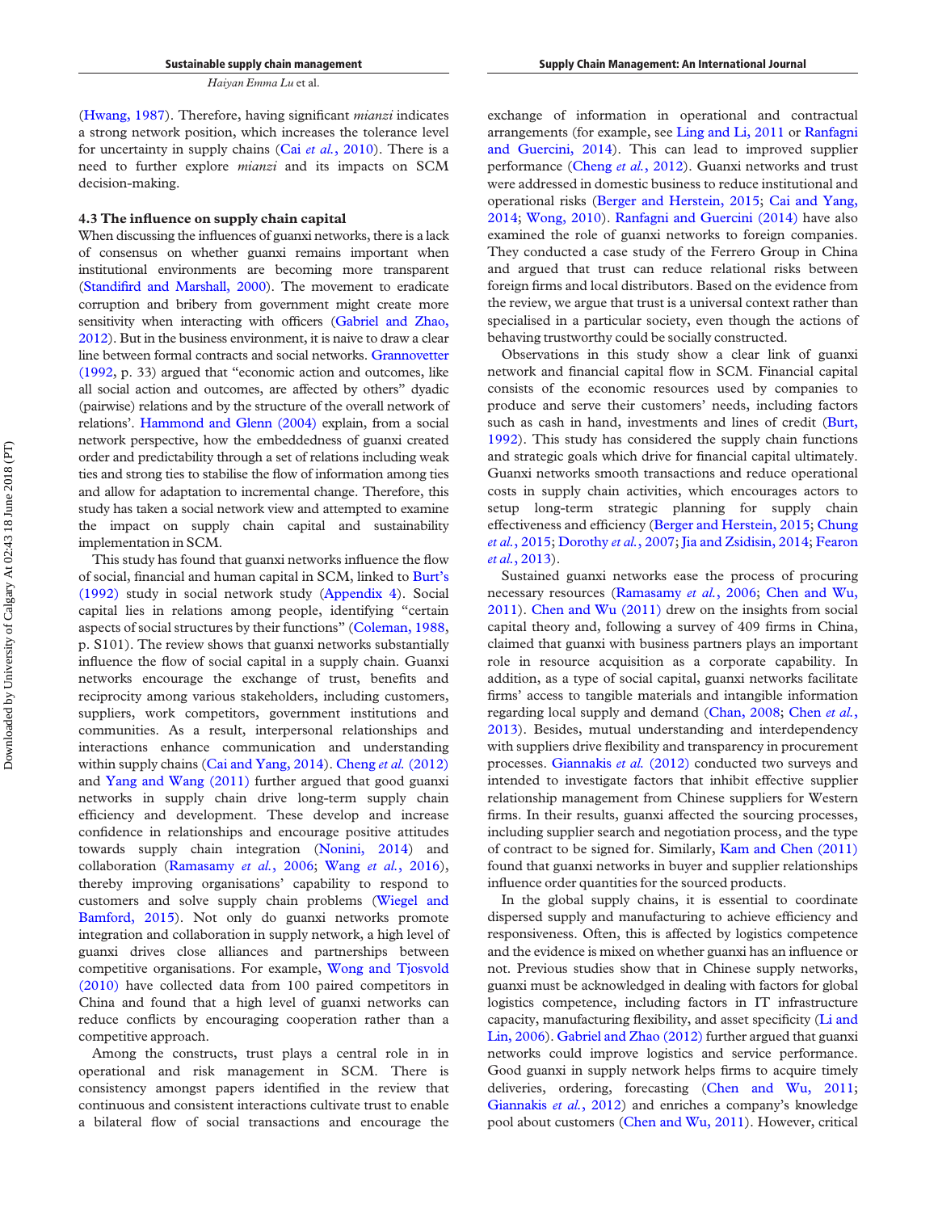(Hwang, 1987). Therefore, having significant *mianzi* indicates a strong network position, which increases the tolerance level for uncertainty in supply chains (Cai *et al.*, 2010). There is a need to further explore *mianzi* and its impacts on SCM decision-making.

### 4.3 The influence on supply chain capital

When discussing the influences of guanxi networks, there is a lack of consensus on whether guanxi remains important when institutional environments are becoming more transparent (Standifird and Marshall, 2000). The movement to eradicate corruption and bribery from government might create more sensitivity when interacting with officers (Gabriel and Zhao, 2012). But in the business environment, it is naive to draw a clear line between formal contracts and social networks. Grannovetter (1992, p. 33) argued that "economic action and outcomes, like all social action and outcomes, are affected by others" dyadic (pairwise) relations and by the structure of the overall network of relations'. Hammond and Glenn (2004) explain, from a social network perspective, how the embeddedness of guanxi created order and predictability through a set of relations including weak ties and strong ties to stabilise the flow of information among ties and allow for adaptation to incremental change. Therefore, this study has taken a social network view and attempted to examine the impact on supply chain capital and sustainability implementation in SCM.

This study has found that guanxi networks influence the flow of social, financial and human capital in SCM, linked to Burt's (1992) study in social network study (Appendix 4). Social capital lies in relations among people, identifying "certain aspects of social structures by their functions" (Coleman, 1988, p. S101). The review shows that guanxi networks substantially influence the flow of social capital in a supply chain. Guanxi networks encourage the exchange of trust, benefits and reciprocity among various stakeholders, including customers, suppliers, work competitors, government institutions and communities. As a result, interpersonal relationships and interactions enhance communication and understanding within supply chains (Cai and Yang, 2014). Cheng *et al.* (2012) and Yang and Wang (2011) further argued that good guanxi networks in supply chain drive long-term supply chain efficiency and development. These develop and increase confidence in relationships and encourage positive attitudes towards supply chain integration (Nonini, 2014) and collaboration (Ramasamy *et al.*, 2006; Wang *et al.*, 2016), thereby improving organisations' capability to respond to customers and solve supply chain problems (Wiegel and Bamford, 2015). Not only do guanxi networks promote integration and collaboration in supply network, a high level of guanxi drives close alliances and partnerships between competitive organisations. For example, Wong and Tjosvold (2010) have collected data from 100 paired competitors in China and found that a high level of guanxi networks can reduce conflicts by encouraging cooperation rather than a competitive approach.

Among the constructs, trust plays a central role in in operational and risk management in SCM. There is consistency amongst papers identified in the review that continuous and consistent interactions cultivate trust to enable a bilateral flow of social transactions and encourage the exchange of information in operational and contractual arrangements (for example, see Ling and Li, 2011 or Ranfagni and Guercini, 2014). This can lead to improved supplier performance (Cheng *et al.*, 2012). Guanxi networks and trust were addressed in domestic business to reduce institutional and operational risks (Berger and Herstein, 2015; Cai and Yang, 2014; Wong, 2010). Ranfagni and Guercini (2014) have also examined the role of guanxi networks to foreign companies. They conducted a case study of the Ferrero Group in China and argued that trust can reduce relational risks between foreign firms and local distributors. Based on the evidence from the review, we argue that trust is a universal context rather than specialised in a particular society, even though the actions of behaving trustworthy could be socially constructed.

Observations in this study show a clear link of guanxi network and financial capital flow in SCM. Financial capital consists of the economic resources used by companies to produce and serve their customers' needs, including factors such as cash in hand, investments and lines of credit (Burt, 1992). This study has considered the supply chain functions and strategic goals which drive for financial capital ultimately. Guanxi networks smooth transactions and reduce operational costs in supply chain activities, which encourages actors to setup long-term strategic planning for supply chain effectiveness and efficiency (Berger and Herstein, 2015; Chung *et al.*, 2015; Dorothy *et al.*, 2007; Jia and Zsidisin, 2014; Fearon *et al.*, 2013).

Sustained guanxi networks ease the process of procuring necessary resources (Ramasamy *et al.*, 2006; Chen and Wu, 2011). Chen and Wu (2011) drew on the insights from social capital theory and, following a survey of 409 firms in China, claimed that guanxi with business partners plays an important role in resource acquisition as a corporate capability. In addition, as a type of social capital, guanxi networks facilitate firms' access to tangible materials and intangible information regarding local supply and demand (Chan, 2008; Chen *et al.*, 2013). Besides, mutual understanding and interdependency with suppliers drive flexibility and transparency in procurement processes. Giannakis *et al.* (2012) conducted two surveys and intended to investigate factors that inhibit effective supplier relationship management from Chinese suppliers for Western firms. In their results, guanxi affected the sourcing processes, including supplier search and negotiation process, and the type of contract to be signed for. Similarly, Kam and Chen (2011) found that guanxi networks in buyer and supplier relationships influence order quantities for the sourced products.

In the global supply chains, it is essential to coordinate dispersed supply and manufacturing to achieve efficiency and responsiveness. Often, this is affected by logistics competence and the evidence is mixed on whether guanxi has an influence or not. Previous studies show that in Chinese supply networks, guanxi must be acknowledged in dealing with factors for global logistics competence, including factors in IT infrastructure capacity, manufacturing flexibility, and asset specificity (Li and Lin, 2006). Gabriel and Zhao (2012) further argued that guanxi networks could improve logistics and service performance. Good guanxi in supply network helps firms to acquire timely deliveries, ordering, forecasting (Chen and Wu, 2011; Giannakis *et al.*, 2012) and enriches a company's knowledge pool about customers (Chen and Wu, 2011). However, critical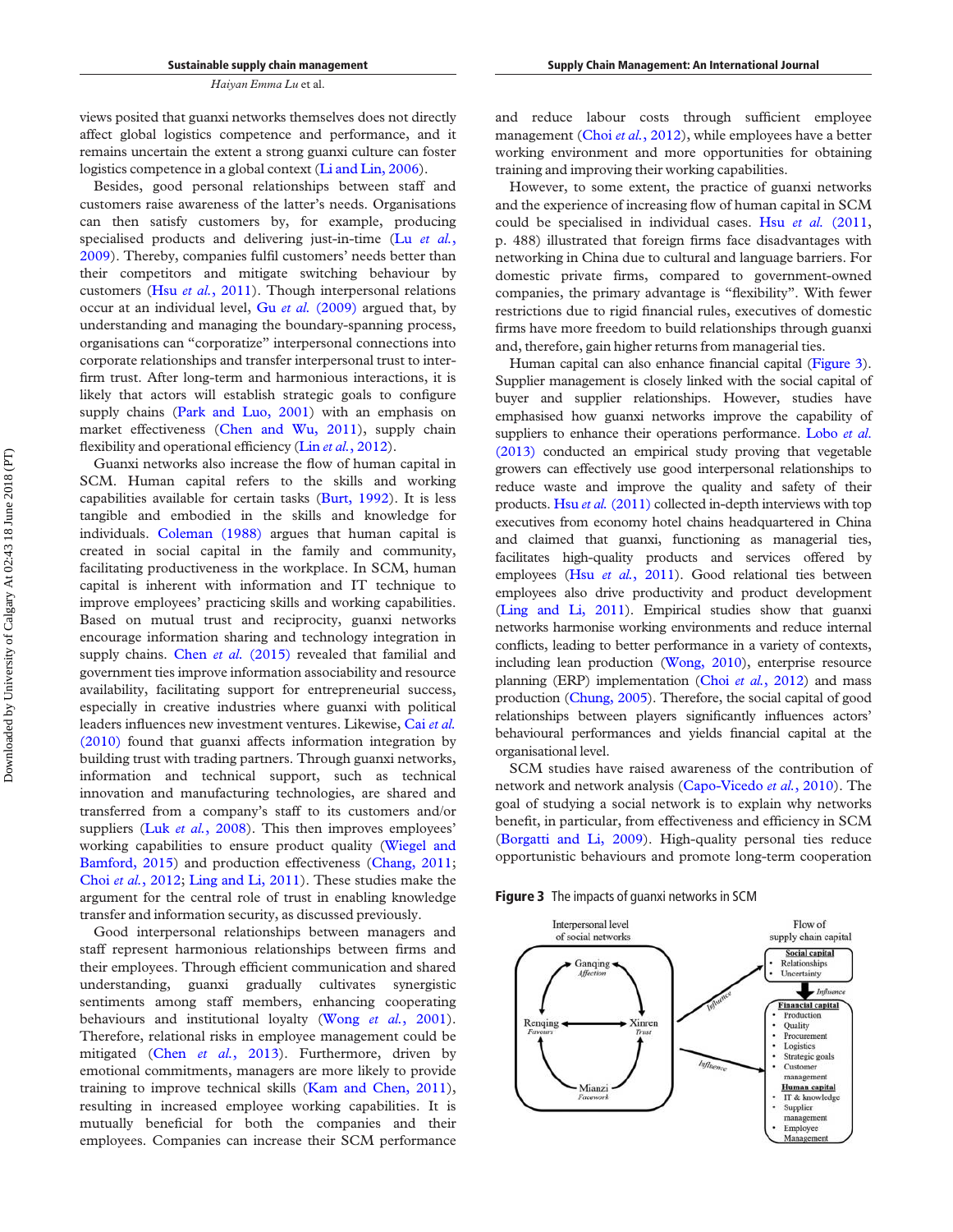views posited that guanxi networks themselves does not directly affect global logistics competence and performance, and it remains uncertain the extent a strong guanxi culture can foster logistics competence in a global context (Li and Lin, 2006).

Besides, good personal relationships between staff and customers raise awareness of the latter's needs. Organisations can then satisfy customers by, for example, producing specialised products and delivering just-in-time (Lu *et al.*, 2009). Thereby, companies fulfil customers' needs better than their competitors and mitigate switching behaviour by customers (Hsu *et al.*, 2011). Though interpersonal relations occur at an individual level, Gu *et al.* (2009) argued that, by understanding and managing the boundary-spanning process, organisations can "corporatize" interpersonal connections into corporate relationships and transfer interpersonal trust to inter-firm trust. After long-term and harmonious interactions, it is likely that actors will establish strategic goals to configure supply chains (Park and Luo, 2001) with an emphasis on market effectiveness (Chen and Wu, 2011), supply chain flexibility and operational efficiency (Lin *et al.*, 2012).

Guanxi networks also increase the flow of human capital in SCM. Human capital refers to the skills and working capabilities available for certain tasks (Burt, 1992). It is less tangible and embodied in the skills and knowledge for individuals. Coleman (1988) argues that human capital is created in social capital in the family and community, facilitating productiveness in the workplace. In SCM, human capital is inherent with information and IT technique to improve employees' practicing skills and working capabilities. Based on mutual trust and reciprocity, guanxi networks encourage information sharing and technology integration in supply chains. Chen *et al.* (2015) revealed that familial and government ties improve information associability and resource availability, facilitating support for entrepreneurial success, especially in creative industries where guanxi with political leaders influences new investment ventures. Likewise, Cai *et al.* (2010) found that guanxi affects information integration by building trust with trading partners. Through guanxi networks, information and technical support, such as technical innovation and manufacturing technologies, are shared and transferred from a company's staff to its customers and/or suppliers (Luk *et al.*, 2008). This then improves employees' working capabilities to ensure product quality (Wiegel and Bamford, 2015) and production effectiveness (Chang, 2011; Choi *et al.*, 2012; Ling and Li, 2011). These studies make the argument for the central role of trust in enabling knowledge transfer and information security, as discussed previously.

Good interpersonal relationships between managers and staff represent harmonious relationships between firms and their employees. Through efficient communication and shared understanding, guanxi gradually cultivates synergistic sentiments among staff members, enhancing cooperating behaviours and institutional loyalty (Wong *et al.*, 2001). Therefore, relational risks in employee management could be mitigated (Chen *et al.*, 2013). Furthermore, driven by emotional commitments, managers are more likely to provide training to improve technical skills (Kam and Chen, 2011), resulting in increased employee working capabilities. It is mutually beneficial for both the companies and their employees. Companies can increase their SCM performance and reduce labour costs through sufficient employee management (Choi *et al.*, 2012), while employees have a better working environment and more opportunities for obtaining training and improving their working capabilities.

However, to some extent, the practice of guanxi networks and the experience of increasing flow of human capital in SCM could be specialised in individual cases. Hsu *et al.* (2011, p. 488) illustrated that foreign firms face disadvantages with networking in China due to cultural and language barriers. For domestic private firms, compared to government-owned companies, the primary advantage is "flexibility". With fewer restrictions due to rigid financial rules, executives of domestic firms have more freedom to build relationships through guanxi and, therefore, gain higher returns from managerial ties.

Human capital can also enhance financial capital (Figure 3). Supplier management is closely linked with the social capital of buyer and supplier relationships. However, studies have emphasised how guanxi networks improve the capability of suppliers to enhance their operations performance. Lobo *et al.* (2013) conducted an empirical study proving that vegetable growers can effectively use good interpersonal relationships to reduce waste and improve the quality and safety of their products. Hsu *et al.* (2011) collected in-depth interviews with top executives from economy hotel chains headquartered in China and claimed that guanxi, functioning as managerial ties, facilitates high-quality products and services offered by employees (Hsu *et al.*, 2011). Good relational ties between employees also drive productivity and product development (Ling and Li, 2011). Empirical studies show that guanxi networks harmonise working environments and reduce internal conflicts, leading to better performance in a variety of contexts, including lean production (Wong, 2010), enterprise resource planning (ERP) implementation (Choi *et al.*, 2012) and mass production (Chung, 2005). Therefore, the social capital of good relationships between players significantly influences actors' behavioural performances and yields financial capital at the organisational level.

SCM studies have raised awareness of the contribution of network and network analysis (Capo-Vicedo *et al.*, 2010). The goal of studying a social network is to explain why networks benefit, in particular, from effectiveness and efficiency in SCM (Borgatti and Li, 2009). High-quality personal ties reduce opportunistic behaviours and promote long-term cooperation

**Figure 3** The impacts of guanxi networks in SCM

Interpersonal level of social networks: Ganqing (Affection), Renqing (Favours), Xinren (Trust), Mianzi (Facework)

Flow of supply chain capital:
- **Social capital**: Relationships; Uncertainty
- **Financial capital**: Production; Quality; Procurement; Logistics; Strategic goals; Customer management
- **Human capital**: IT & knowledge; Supplier management; Employee Management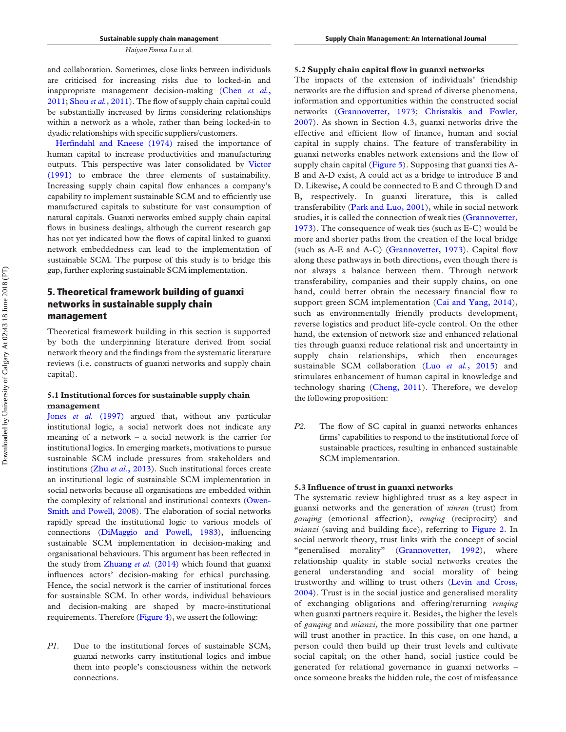and collaboration. Sometimes, close links between individuals are criticised for increasing risks due to locked-in and inappropriate management decision-making (Chen *et al.*, 2011; Shou *et al.*, 2011). The flow of supply chain capital could be substantially increased by firms considering relationships within a network as a whole, rather than being locked-in to dyadic relationships with specific suppliers/customers.

Herfindahl and Kneese (1974) raised the importance of human capital to increase productivities and manufacturing outputs. This perspective was later consolidated by Victor (1991) to embrace the three elements of sustainability. Increasing supply chain capital flow enhances a company's capability to implement sustainable SCM and to efficiently use manufactured capitals to substitute for vast consumption of natural capitals. Guanxi networks embed supply chain capital flows in business dealings, although the current research gap has not yet indicated how the flows of capital linked to guanxi network embeddedness can lead to the implementation of sustainable SCM. The purpose of this study is to bridge this gap, further exploring sustainable SCM implementation.

## 5. Theoretical framework building of guanxi networks in sustainable supply chain management

Theoretical framework building in this section is supported by both the underpinning literature derived from social network theory and the findings from the systematic literature reviews (i.e. constructs of guanxi networks and supply chain capital).

### 5.1 Institutional forces for sustainable supply chain management

Jones *et al.* (1997) argued that, without any particular institutional logic, a social network does not indicate any meaning of a network – a social network is the carrier for institutional logics. In emerging markets, motivations to pursue sustainable SCM include pressures from stakeholders and institutions (Zhu *et al.*, 2013). Such institutional forces create an institutional logic of sustainable SCM implementation in social networks because all organisations are embedded within the complexity of relational and institutional contexts (Owen-Smith and Powell, 2008). The elaboration of social networks rapidly spread the institutional logic to various models of connections (DiMaggio and Powell, 1983), influencing sustainable SCM implementation in decision-making and organisational behaviours. This argument has been reflected in the study from Zhuang *et al.* (2014) which found that guanxi influences actors' decision-making for ethical purchasing. Hence, the social network is the carrier of institutional forces for sustainable SCM. In other words, individual behaviours and decision-making are shaped by macro-institutional requirements. Therefore (Figure 4), we assert the following:

*P1.* Due to the institutional forces of sustainable SCM, guanxi networks carry institutional logics and imbue them into people's consciousness within the network connections.

### 5.2 Supply chain capital flow in guanxi networks

The impacts of the extension of individuals' friendship networks are the diffusion and spread of diverse phenomena, information and opportunities within the constructed social networks (Grannovetter, 1973; Christakis and Fowler, 2007). As shown in Section 4.3, guanxi networks drive the effective and efficient flow of finance, human and social capital in supply chains. The feature of transferability in guanxi networks enables network extensions and the flow of supply chain capital (Figure 5). Supposing that guanxi ties A-B and A-D exist, A could act as a bridge to introduce B and D. Likewise, A could be connected to E and C through D and B, respectively. In guanxi literature, this is called transferability (Park and Luo, 2001), while in social network studies, it is called the connection of weak ties (Grannovetter, 1973). The consequence of weak ties (such as E-C) would be more and shorter paths from the creation of the local bridge (such as A-E and A-C) (Grannovetter, 1973). Capital flow along these pathways in both directions, even though there is not always a balance between them. Through network transferability, companies and their supply chains, on one hand, could better obtain the necessary financial flow to support green SCM implementation (Cai and Yang, 2014), such as environmentally friendly products development, reverse logistics and product life-cycle control. On the other hand, the extension of network size and enhanced relational ties through guanxi reduce relational risk and uncertainty in supply chain relationships, which then encourages sustainable SCM collaboration (Luo *et al.*, 2015) and stimulates enhancement of human capital in knowledge and technology sharing (Cheng, 2011). Therefore, we develop the following proposition:

*P2.* The flow of SC capital in guanxi networks enhances firms' capabilities to respond to the institutional force of sustainable practices, resulting in enhanced sustainable SCM implementation.

### 5.3 Influence of trust in guanxi networks

The systematic review highlighted trust as a key aspect in guanxi networks and the generation of *xinren* (trust) from *ganqing* (emotional affection), *renqing* (reciprocity) and *mianzi* (saving and building face), referring to Figure 2. In social network theory, trust links with the concept of social "generalised morality" (Grannovetter, 1992), where relationship quality in stable social networks creates the general understanding and social morality of being trustworthy and willing to trust others (Levin and Cross, 2004). Trust is in the social justice and generalised morality of exchanging obligations and offering/returning *renqing* when guanxi partners require it. Besides, the higher the levels of *ganqing* and *mianzi*, the more possibility that one partner will trust another in practice. In this case, on one hand, a person could then build up their trust levels and cultivate social capital; on the other hand, social justice could be generated for relational governance in guanxi networks – once someone breaks the hidden rule, the cost of misfeasance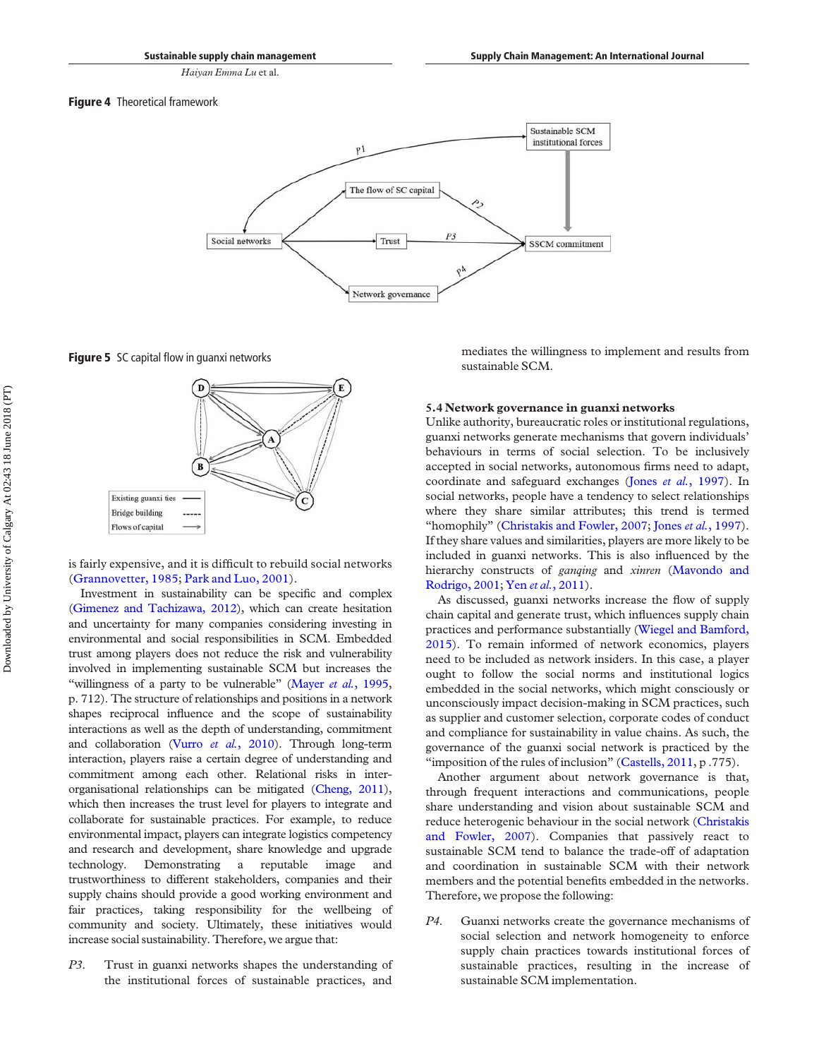**Figure 4** Theoretical framework

**Figure 5** SC capital flow in guanxi networks

is fairly expensive, and it is difficult to rebuild social networks (Grannovetter, 1985; Park and Luo, 2001).

Investment in sustainability can be specific and complex (Gimenez and Tachizawa, 2012), which can create hesitation and uncertainty for many companies considering investing in environmental and social responsibilities in SCM. Embedded trust among players does not reduce the risk and vulnerability involved in implementing sustainable SCM but increases the "willingness of a party to be vulnerable" (Mayer *et al.*, 1995, p. 712). The structure of relationships and positions in a network shapes reciprocal influence and the scope of sustainability interactions as well as the depth of understanding, commitment and collaboration (Vurro *et al.*, 2010). Through long-term interaction, players raise a certain degree of understanding and commitment among each other. Relational risks in inter-organisational relationships can be mitigated (Cheng, 2011), which then increases the trust level for players to integrate and collaborate for sustainable practices. For example, to reduce environmental impact, players can integrate logistics competency and research and development, share knowledge and upgrade technology. Demonstrating a reputable image and trustworthiness to different stakeholders, companies and their supply chains should provide a good working environment and fair practices, taking responsibility for the wellbeing of community and society. Ultimately, these initiatives would increase social sustainability. Therefore, we argue that:

*P3.* Trust in guanxi networks shapes the understanding of the institutional forces of sustainable practices, and mediates the willingness to implement and results from sustainable SCM.

### 5.4 Network governance in guanxi networks

Unlike authority, bureaucratic roles or institutional regulations, guanxi networks generate mechanisms that govern individuals' behaviours in terms of social selection. To be inclusively accepted in social networks, autonomous firms need to adapt, coordinate and safeguard exchanges (Jones *et al.*, 1997). In social networks, people have a tendency to select relationships where they share similar attributes; this trend is termed "homophily" (Christakis and Fowler, 2007; Jones *et al.*, 1997). If they share values and similarities, players are more likely to be included in guanxi networks. This is also influenced by the hierarchy constructs of *ganqing* and *xinren* (Mavondo and Rodrigo, 2001; Yen *et al.*, 2011).

As discussed, guanxi networks increase the flow of supply chain capital and generate trust, which influences supply chain practices and performance substantially (Wiegel and Bamford, 2015). To remain informed of network economics, players need to be included as network insiders. In this case, a player ought to follow the social norms and institutional logics embedded in the social networks, which might consciously or unconsciously impact decision-making in SCM practices, such as supplier and customer selection, corporate codes of conduct and compliance for sustainability in value chains. As such, the governance of the guanxi social network is practiced by the "imposition of the rules of inclusion" (Castells, 2011, p .775).

Another argument about network governance is that, through frequent interactions and communications, people share understanding and vision about sustainable SCM and reduce heterogenic behaviour in the social network (Christakis and Fowler, 2007). Companies that passively react to sustainable SCM tend to balance the trade-off of adaptation and coordination in sustainable SCM with their network members and the potential benefits embedded in the networks. Therefore, we propose the following:

*P4.* Guanxi networks create the governance mechanisms of social selection and network homogeneity to enforce supply chain practices towards institutional forces of sustainable practices, resulting in the increase of sustainable SCM implementation.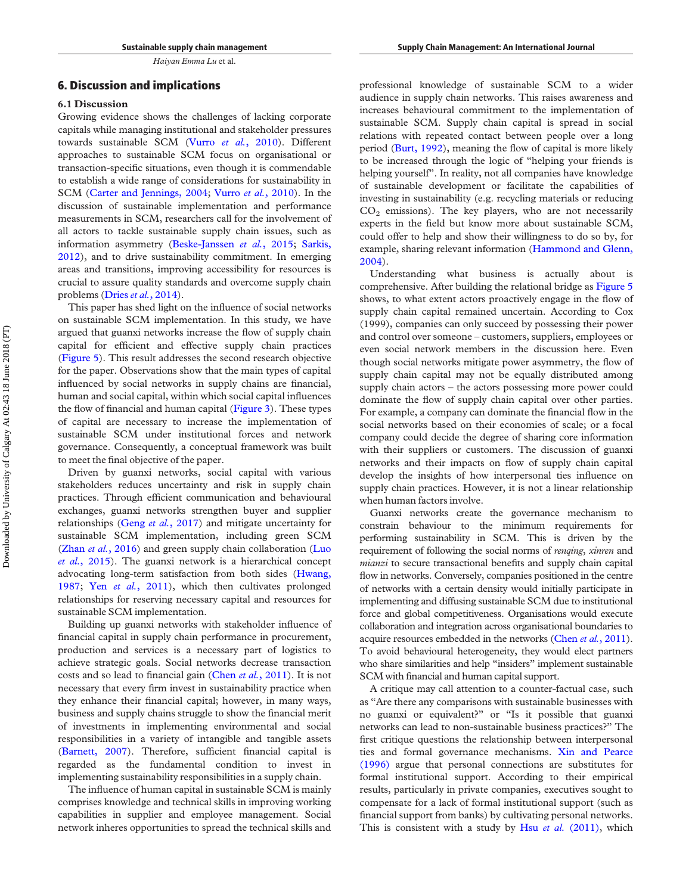## 6. Discussion and implications

### 6.1 Discussion

Growing evidence shows the challenges of lacking corporate capitals while managing institutional and stakeholder pressures towards sustainable SCM (Vurro *et al.*, 2010). Different approaches to sustainable SCM focus on organisational or transaction-specific situations, even though it is commendable to establish a wide range of considerations for sustainability in SCM (Carter and Jennings, 2004; Vurro *et al.*, 2010). In the discussion of sustainable implementation and performance measurements in SCM, researchers call for the involvement of all actors to tackle sustainable supply chain issues, such as information asymmetry (Beske-Janssen *et al.*, 2015; Sarkis, 2012), and to drive sustainability commitment. In emerging areas and transitions, improving accessibility for resources is crucial to assure quality standards and overcome supply chain problems (Dries *et al.*, 2014).

This paper has shed light on the influence of social networks on sustainable SCM implementation. In this study, we have argued that guanxi networks increase the flow of supply chain capital for efficient and effective supply chain practices (Figure 5). This result addresses the second research objective for the paper. Observations show that the main types of capital influenced by social networks in supply chains are financial, human and social capital, within which social capital influences the flow of financial and human capital (Figure 3). These types of capital are necessary to increase the implementation of sustainable SCM under institutional forces and network governance. Consequently, a conceptual framework was built to meet the final objective of the paper.

Driven by guanxi networks, social capital with various stakeholders reduces uncertainty and risk in supply chain practices. Through efficient communication and behavioural exchanges, guanxi networks strengthen buyer and supplier relationships (Geng *et al.*, 2017) and mitigate uncertainty for sustainable SCM implementation, including green SCM (Zhan *et al.*, 2016) and green supply chain collaboration (Luo *et al.*, 2015). The guanxi network is a hierarchical concept advocating long-term satisfaction from both sides (Hwang, 1987; Yen *et al.*, 2011), which then cultivates prolonged relationships for reserving necessary capital and resources for sustainable SCM implementation.

Building up guanxi networks with stakeholder influence of financial capital in supply chain performance in procurement, production and services is a necessary part of logistics to achieve strategic goals. Social networks decrease transaction costs and so lead to financial gain (Chen *et al.*, 2011). It is not necessary that every firm invest in sustainability practice when they enhance their financial capital; however, in many ways, business and supply chains struggle to show the financial merit of investments in implementing environmental and social responsibilities in a variety of intangible and tangible assets (Barnett, 2007). Therefore, sufficient financial capital is regarded as the fundamental condition to invest in implementing sustainability responsibilities in a supply chain.

The influence of human capital in sustainable SCM is mainly comprises knowledge and technical skills in improving working capabilities in supplier and employee management. Social network inheres opportunities to spread the technical skills and professional knowledge of sustainable SCM to a wider audience in supply chain networks. This raises awareness and increases behavioural commitment to the implementation of sustainable SCM. Supply chain capital is spread in social relations with repeated contact between people over a long period (Burt, 1992), meaning the flow of capital is more likely to be increased through the logic of "helping your friends is helping yourself". In reality, not all companies have knowledge of sustainable development or facilitate the capabilities of investing in sustainability (e.g. recycling materials or reducing $CO_2$ emissions). The key players, who are not necessarily experts in the field but know more about sustainable SCM, could offer to help and show their willingness to do so by, for example, sharing relevant information (Hammond and Glenn, 2004).

Understanding what business is actually about is comprehensive. After building the relational bridge as Figure 5 shows, to what extent actors proactively engage in the flow of supply chain capital remained uncertain. According to Cox (1999), companies can only succeed by possessing their power and control over someone – customers, suppliers, employees or even social network members in the discussion here. Even though social networks mitigate power asymmetry, the flow of supply chain capital may not be equally distributed among supply chain actors – the actors possessing more power could dominate the flow of supply chain capital over other parties. For example, a company can dominate the financial flow in the social networks based on their economies of scale; or a focal company could decide the degree of sharing core information with their suppliers or customers. The discussion of guanxi networks and their impacts on flow of supply chain capital develop the insights of how interpersonal ties influence on supply chain practices. However, it is not a linear relationship when human factors involve.

Guanxi networks create the governance mechanism to constrain behaviour to the minimum requirements for performing sustainability in SCM. This is driven by the requirement of following the social norms of *renqing*, *xinren* and *mianzi* to secure transactional benefits and supply chain capital flow in networks. Conversely, companies positioned in the centre of networks with a certain density would initially participate in implementing and diffusing sustainable SCM due to institutional force and global competitiveness. Organisations would execute collaboration and integration across organisational boundaries to acquire resources embedded in the networks (Chen *et al.*, 2011). To avoid behavioural heterogeneity, they would elect partners who share similarities and help "insiders" implement sustainable SCM with financial and human capital support.

A critique may call attention to a counter-factual case, such as "Are there any comparisons with sustainable businesses with no guanxi or equivalent?" or "Is it possible that guanxi networks can lead to non-sustainable business practices?" The first critique questions the relationship between interpersonal ties and formal governance mechanisms. Xin and Pearce (1996) argue that personal connections are substitutes for formal institutional support. According to their empirical results, particularly in private companies, executives sought to compensate for a lack of formal institutional support (such as financial support from banks) by cultivating personal networks. This is consistent with a study by Hsu *et al.* (2011), which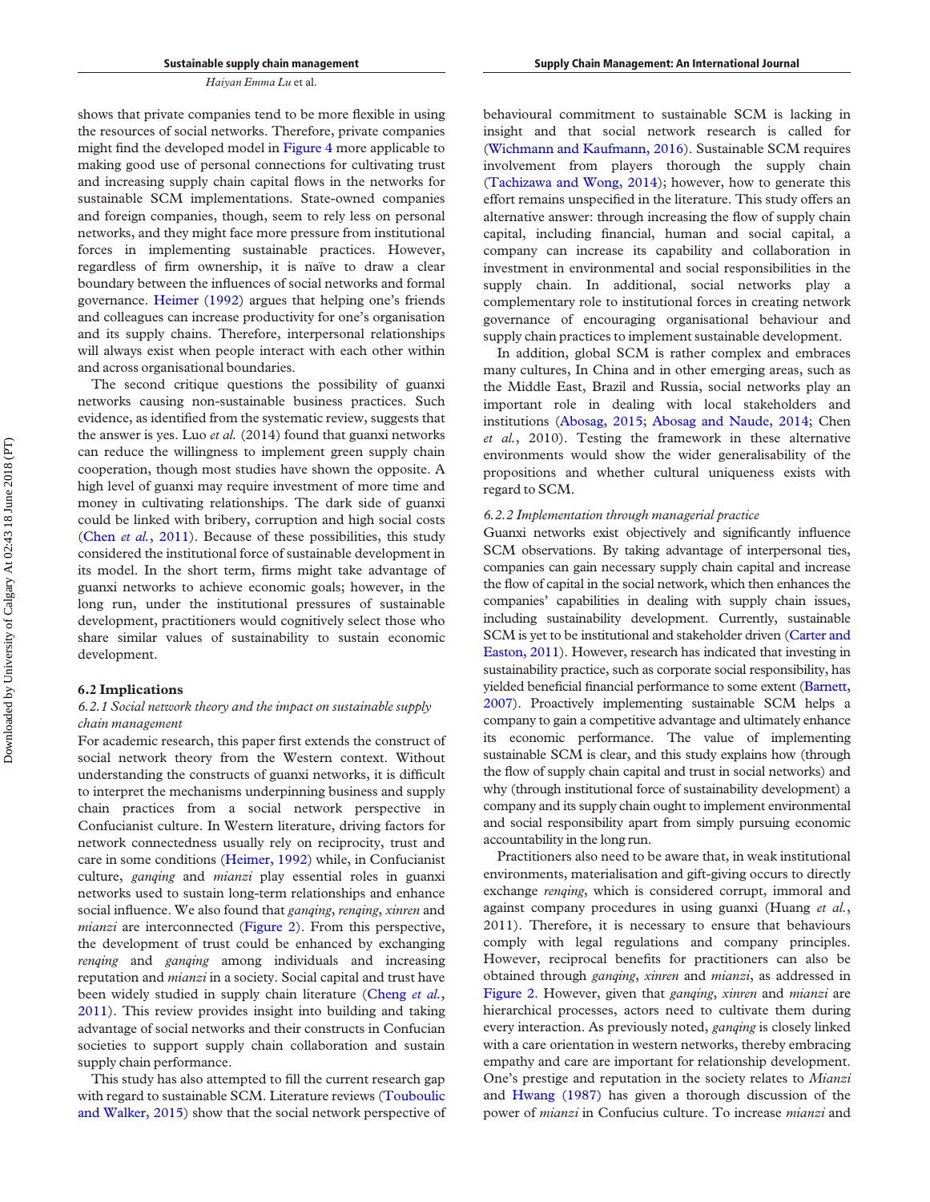shows that private companies tend to be more flexible in using the resources of social networks. Therefore, private companies might find the developed model in Figure 4 more applicable to making good use of personal connections for cultivating trust and increasing supply chain capital flows in the networks for sustainable SCM implementations. State-owned companies and foreign companies, though, seem to rely less on personal networks, and they might face more pressure from institutional forces in implementing sustainable practices. However, regardless of firm ownership, it is naïve to draw a clear boundary between the influences of social networks and formal governance. Heimer (1992) argues that helping one's friends and colleagues can increase productivity for one's organisation and its supply chains. Therefore, interpersonal relationships will always exist when people interact with each other within and across organisational boundaries.

The second critique questions the possibility of guanxi networks causing non-sustainable business practices. Such evidence, as identified from the systematic review, suggests that the answer is yes. Luo *et al.* (2014) found that guanxi networks can reduce the willingness to implement green supply chain cooperation, though most studies have shown the opposite. A high level of guanxi may require investment of more time and money in cultivating relationships. The dark side of guanxi could be linked with bribery, corruption and high social costs (Chen *et al.*, 2011). Because of these possibilities, this study considered the institutional force of sustainable development in its model. In the short term, firms might take advantage of guanxi networks to achieve economic goals; however, in the long run, under the institutional pressures of sustainable development, practitioners would cognitively select those who share similar values of sustainability to sustain economic development.

## 6.2 Implications

### 6.2.1 Social network theory and the impact on sustainable supply chain management

For academic research, this paper first extends the construct of social network theory from the Western context. Without understanding the constructs of guanxi networks, it is difficult to interpret the mechanisms underpinning business and supply chain practices from a social network perspective in Confucianist culture. In Western literature, driving factors for network connectedness usually rely on reciprocity, trust and care in some conditions (Heimer, 1992) while, in Confucianist culture, *ganqing* and *mianzi* play essential roles in guanxi networks used to sustain long-term relationships and enhance social influence. We also found that *ganqing*, *renqing*, *xinren* and *mianzi* are interconnected (Figure 2). From this perspective, the development of trust could be enhanced by exchanging *renqing* and *ganqing* among individuals and increasing reputation and *mianzi* in a society. Social capital and trust have been widely studied in supply chain literature (Cheng *et al.*, 2011). This review provides insight into building and taking advantage of social networks and their constructs in Confucian societies to support supply chain collaboration and sustain supply chain performance.

This study has also attempted to fill the current research gap with regard to sustainable SCM. Literature reviews (Touboulic and Walker, 2015) show that the social network perspective of behavioural commitment to sustainable SCM is lacking in insight and that social network research is called for (Wichmann and Kaufmann, 2016). Sustainable SCM requires involvement from players thorough the supply chain (Tachizawa and Wong, 2014); however, how to generate this effort remains unspecified in the literature. This study offers an alternative answer: through increasing the flow of supply chain capital, including financial, human and social capital, a company can increase its capability and collaboration in investment in environmental and social responsibilities in the supply chain. In additional, social networks play a complementary role to institutional forces in creating network governance of encouraging organisational behaviour and supply chain practices to implement sustainable development.

In addition, global SCM is rather complex and embraces many cultures, In China and in other emerging areas, such as the Middle East, Brazil and Russia, social networks play an important role in dealing with local stakeholders and institutions (Abosag, 2015; Abosag and Naude, 2014; Chen *et al.*, 2010). Testing the framework in these alternative environments would show the wider generalisability of the propositions and whether cultural uniqueness exists with regard to SCM.

### 6.2.2 Implementation through managerial practice

Guanxi networks exist objectively and significantly influence SCM observations. By taking advantage of interpersonal ties, companies can gain necessary supply chain capital and increase the flow of capital in the social network, which then enhances the companies' capabilities in dealing with supply chain issues, including sustainability development. Currently, sustainable SCM is yet to be institutional and stakeholder driven (Carter and Easton, 2011). However, research has indicated that investing in sustainability practice, such as corporate social responsibility, has yielded beneficial financial performance to some extent (Barnett, 2007). Proactively implementing sustainable SCM helps a company to gain a competitive advantage and ultimately enhance its economic performance. The value of implementing sustainable SCM is clear, and this study explains how (through the flow of supply chain capital and trust in social networks) and why (through institutional force of sustainability development) a company and its supply chain ought to implement environmental and social responsibility apart from simply pursuing economic accountability in the long run.

Practitioners also need to be aware that, in weak institutional environments, materialisation and gift-giving occurs to directly exchange *renqing*, which is considered corrupt, immoral and against company procedures in using guanxi (Huang *et al.*, 2011). Therefore, it is necessary to ensure that behaviours comply with legal regulations and company principles. However, reciprocal benefits for practitioners can also be obtained through *ganqing*, *xinren* and *mianzi*, as addressed in Figure 2. However, given that *ganqing*, *xinren* and *mianzi* are hierarchical processes, actors need to cultivate them during every interaction. As previously noted, *ganqing* is closely linked with a care orientation in western networks, thereby embracing empathy and care are important for relationship development. One's prestige and reputation in the society relates to *Mianzi* and Hwang (1987) has given a thorough discussion of the power of *mianzi* in Confucius culture. To increase *mianzi* and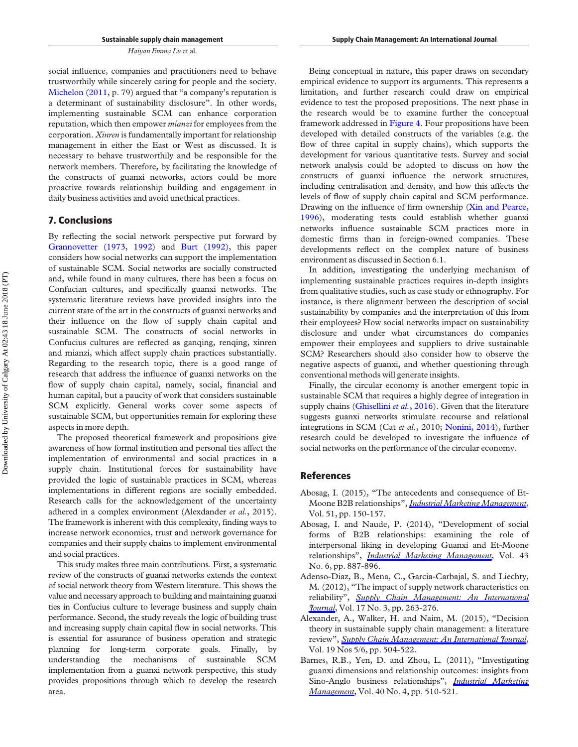social influence, companies and practitioners need to behave trustworthily while sincerely caring for people and the society. Michelon (2011, p. 79) argued that "a company's reputation is a determinant of sustainability disclosure". In other words, implementing sustainable SCM can enhance corporation reputation, which then empower *mianzi* for employees from the corporation. *Xinren* is fundamentally important for relationship management in either the East or West as discussed. It is necessary to behave trustworthily and be responsible for the network members. Therefore, by facilitating the knowledge of the constructs of guanxi networks, actors could be more proactive towards relationship building and engagement in daily business activities and avoid unethical practices.

## 7. Conclusions

By reflecting the social network perspective put forward by Grannovetter (1973, 1992) and Burt (1992), this paper considers how social networks can support the implementation of sustainable SCM. Social networks are socially constructed and, while found in many cultures, there has been a focus on Confucian cultures, and specifically guanxi networks. The systematic literature reviews have provided insights into the current state of the art in the constructs of guanxi networks and their influence on the flow of supply chain capital and sustainable SCM. The constructs of social networks in Confucius cultures are reflected as ganqing, renqing, xinren and mianzi, which affect supply chain practices substantially. Regarding to the research topic, there is a good range of research that address the influence of guanxi networks on the flow of supply chain capital, namely, social, financial and human capital, but a paucity of work that considers sustainable SCM explicitly. General works cover some aspects of sustainable SCM, but opportunities remain for exploring these aspects in more depth.

The proposed theoretical framework and propositions give awareness of how formal institution and personal ties affect the implementation of environmental and social practices in a supply chain. Institutional forces for sustainability have provided the logic of sustainable practices in SCM, whereas implementations in different regions are socially embedded. Research calls for the acknowledgement of the uncertainty adhered in a complex environment (Alexdander *et al.*, 2015). The framework is inherent with this complexity, finding ways to increase network economics, trust and network governance for companies and their supply chains to implement environmental and social practices.

This study makes three main contributions. First, a systematic review of the constructs of guanxi networks extends the context of social network theory from Western literature. This shows the value and necessary approach to building and maintaining guanxi ties in Confucius culture to leverage business and supply chain performance. Second, the study reveals the logic of building trust and increasing supply chain capital flow in social networks. This is essential for assurance of business operation and strategic planning for long-term corporate goals. Finally, by understanding the mechanisms of sustainable SCM implementation from a guanxi network perspective, this study provides propositions through which to develop the research area.

Being conceptual in nature, this paper draws on secondary empirical evidence to support its arguments. This represents a limitation, and further research could draw on empirical evidence to test the proposed propositions. The next phase in the research would be to examine further the conceptual framework addressed in Figure 4. Four propositions have been developed with detailed constructs of the variables (e.g. the flow of three capital in supply chains), which supports the development for various quantitative tests. Survey and social network analysis could be adopted to discuss on how the constructs of guanxi influence the network structures, including centralisation and density, and how this affects the levels of flow of supply chain capital and SCM performance. Drawing on the influence of firm ownership (Xin and Pearce, 1996), moderating tests could establish whether guanxi networks influence sustainable SCM practices more in domestic firms than in foreign-owned companies. These developments reflect on the complex nature of business environment as discussed in Section 6.1.

In addition, investigating the underlying mechanism of implementing sustainable practices requires in-depth insights from qualitative studies, such as case study or ethnography. For instance, is there alignment between the description of social sustainability by companies and the interpretation of this from their employees? How social networks impact on sustainability disclosure and under what circumstances do companies empower their employees and suppliers to drive sustainable SCM? Researchers should also consider how to observe the negative aspects of guanxi, and whether questioning through conventional methods will generate insights.

Finally, the circular economy is another emergent topic in sustainable SCM that requires a highly degree of integration in supply chains (Ghisellini *et al.*, 2016). Given that the literature suggests guanxi networks stimulate recourse and relational integrations in SCM (Cat *et al.*, 2010; Nonini, 2014), further research could be developed to investigate the influence of social networks on the performance of the circular economy.

## References

Abosag, I. (2015), "The antecedents and consequence of Et-Moone B2B relationships", *Industrial Marketing Management*, Vol. 51, pp. 150-157.

Abosag, I. and Naude, P. (2014), "Development of social forms of B2B relationships: examining the role of interpersonal liking in developing Guanxi and Et-Moone relationships", *Industrial Marketing Management*, Vol. 43 No. 6, pp. 887-896.

Adenso-Diaz, B., Mena, C., Garcia-Carbajal, S. and Liechty, M. (2012), "The impact of supply network characteristics on reliability", *Supply Chain Management: An International Journal*, Vol. 17 No. 3, pp. 263-276.

Alexander, A., Walker, H. and Naim, M. (2015), "Decision theory in sustainable supply chain management: a literature review", *Supply Chain Management: An International Journal*, Vol. 19 Nos 5/6, pp. 504-522.

Barnes, R.B., Yen, D. and Zhou, L. (2011), "Investigating guanxi dimensions and relationship outcomes: insights from Sino-Anglo business relationships", *Industrial Marketing Management*, Vol. 40 No. 4, pp. 510-521.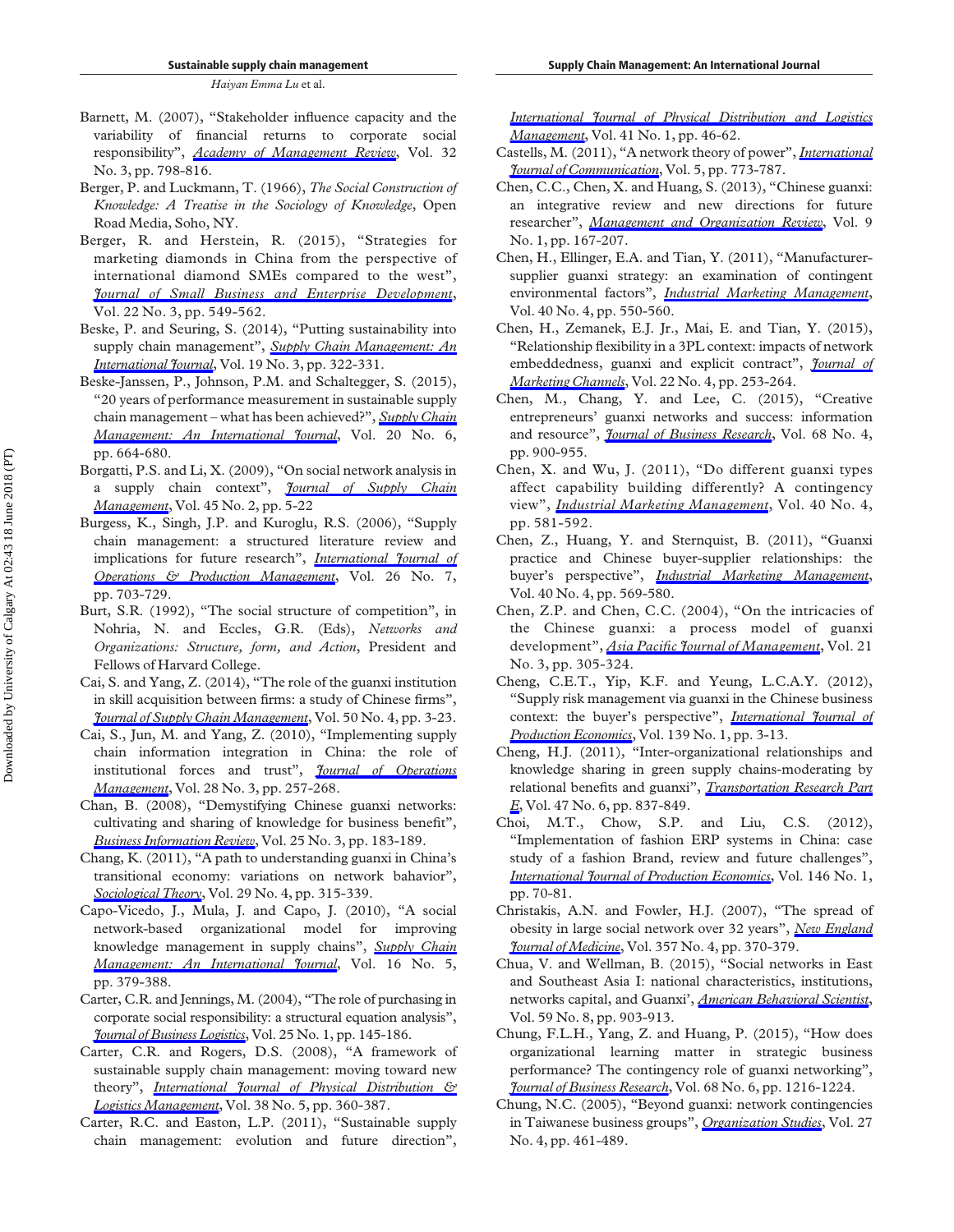Barnett, M. (2007), "Stakeholder influence capacity and the variability of financial returns to corporate social responsibility", *Academy of Management Review*, Vol. 32 No. 3, pp. 798-816.

Berger, P. and Luckmann, T. (1966), *The Social Construction of Knowledge: A Treatise in the Sociology of Knowledge*, Open Road Media, Soho, NY.

Berger, R. and Herstein, R. (2015), "Strategies for marketing diamonds in China from the perspective of international diamond SMEs compared to the west", *Journal of Small Business and Enterprise Development*, Vol. 22 No. 3, pp. 549-562.

Beske, P. and Seuring, S. (2014), "Putting sustainability into supply chain management", *Supply Chain Management: An International Journal*, Vol. 19 No. 3, pp. 322-331.

Beske-Janssen, P., Johnson, P.M. and Schaltegger, S. (2015), "20 years of performance measurement in sustainable supply chain management – what has been achieved?", *Supply Chain Management: An International Journal*, Vol. 20 No. 6, pp. 664-680.

Borgatti, P.S. and Li, X. (2009), "On social network analysis in a supply chain context", *Journal of Supply Chain Management*, Vol. 45 No. 2, pp. 5-22

Burgess, K., Singh, J.P. and Kuroglu, R.S. (2006), "Supply chain management: a structured literature review and implications for future research", *International Journal of Operations & Production Management*, Vol. 26 No. 7, pp. 703-729.

Burt, S.R. (1992), "The social structure of competition", in Nohria, N. and Eccles, G.R. (Eds), *Networks and Organizations: Structure, form, and Action*, President and Fellows of Harvard College.

Cai, S. and Yang, Z. (2014), "The role of the guanxi institution in skill acquisition between firms: a study of Chinese firms", *Journal of Supply Chain Management*, Vol. 50 No. 4, pp. 3-23.

Cai, S., Jun, M. and Yang, Z. (2010), "Implementing supply chain information integration in China: the role of institutional forces and trust", *Journal of Operations Management*, Vol. 28 No. 3, pp. 257-268.

Chan, B. (2008), "Demystifying Chinese guanxi networks: cultivating and sharing of knowledge for business benefit", *Business Information Review*, Vol. 25 No. 3, pp. 183-189.

Chang, K. (2011), "A path to understanding guanxi in China's transitional economy: variations on network behavior", *Sociological Theory*, Vol. 29 No. 4, pp. 315-339.

Capo-Vicedo, J., Mula, J. and Capo, J. (2010), "A social network-based organizational model for improving knowledge management in supply chains", *Supply Chain Management: An International Journal*, Vol. 16 No. 5, pp. 379-388.

Carter, C.R. and Jennings, M. (2004), "The role of purchasing in corporate social responsibility: a structural equation analysis", *Journal of Business Logistics*, Vol. 25 No. 1, pp. 145-186.

Carter, C.R. and Rogers, D.S. (2008), "A framework of sustainable supply chain management: moving toward new theory", *International Journal of Physical Distribution & Logistics Management*, Vol. 38 No. 5, pp. 360-387.

Carter, R.C. and Easton, L.P. (2011), "Sustainable supply chain management: evolution and future direction", *International Journal of Physical Distribution and Logistics Management*, Vol. 41 No. 1, pp. 46-62.

Castells, M. (2011), "A network theory of power", *International Journal of Communication*, Vol. 5, pp. 773-787.

Chen, C.C., Chen, X. and Huang, S. (2013), "Chinese guanxi: an integrative review and new directions for future researcher", *Management and Organization Review*, Vol. 9 No. 1, pp. 167-207.

Chen, H., Ellinger, E.A. and Tian, Y. (2011), "Manufacturer-supplier guanxi strategy: an examination of contingent environmental factors", *Industrial Marketing Management*, Vol. 40 No. 4, pp. 550-560.

Chen, H., Zemanek, E.J. Jr., Mai, E. and Tian, Y. (2015), "Relationship flexibility in a 3PL context: impacts of network embeddedness, guanxi and explicit contract", *Journal of Marketing Channels*, Vol. 22 No. 4, pp. 253-264.

Chen, M., Chang, Y. and Lee, C. (2015), "Creative entrepreneurs' guanxi networks and success: information and resource", *Journal of Business Research*, Vol. 68 No. 4, pp. 900-955.

Chen, X. and Wu, J. (2011), "Do different guanxi types affect capability building differently? A contingency view", *Industrial Marketing Management*, Vol. 40 No. 4, pp. 581-592.

Chen, Z., Huang, Y. and Sternquist, B. (2011), "Guanxi practice and Chinese buyer-supplier relationships: the buyer's perspective", *Industrial Marketing Management*, Vol. 40 No. 4, pp. 569-580.

Chen, Z.P. and Chen, C.C. (2004), "On the intricacies of the Chinese guanxi: a process model of guanxi development", *Asia Pacific Journal of Management*, Vol. 21 No. 3, pp. 305-324.

Cheng, C.E.T., Yip, K.F. and Yeung, L.C.A.Y. (2012), "Supply risk management via guanxi in the Chinese business context: the buyer's perspective", *International Journal of Production Economics*, Vol. 139 No. 1, pp. 3-13.

Cheng, H.J. (2011), "Inter-organizational relationships and knowledge sharing in green supply chains-moderating by relational benefits and guanxi", *Transportation Research Part E*, Vol. 47 No. 6, pp. 837-849.

Choi, M.T., Chow, S.P. and Liu, C.S. (2012), "Implementation of fashion ERP systems in China: case study of a fashion Brand, review and future challenges", *International Journal of Production Economics*, Vol. 146 No. 1, pp. 70-81.

Christakis, A.N. and Fowler, H.J. (2007), "The spread of obesity in large social network over 32 years", *New England Journal of Medicine*, Vol. 357 No. 4, pp. 370-379.

Chua, V. and Wellman, B. (2015), "Social networks in East and Southeast Asia I: national characteristics, institutions, networks capital, and Guanxi', *American Behavioral Scientist*, Vol. 59 No. 8, pp. 903-913.

Chung, F.L.H., Yang, Z. and Huang, P. (2015), "How does organizational learning matter in strategic business performance? The contingency role of guanxi networking", *Journal of Business Research*, Vol. 68 No. 6, pp. 1216-1224.

Chung, N.C. (2005), "Beyond guanxi: network contingencies in Taiwanese business groups", *Organization Studies*, Vol. 27 No. 4, pp. 461-489.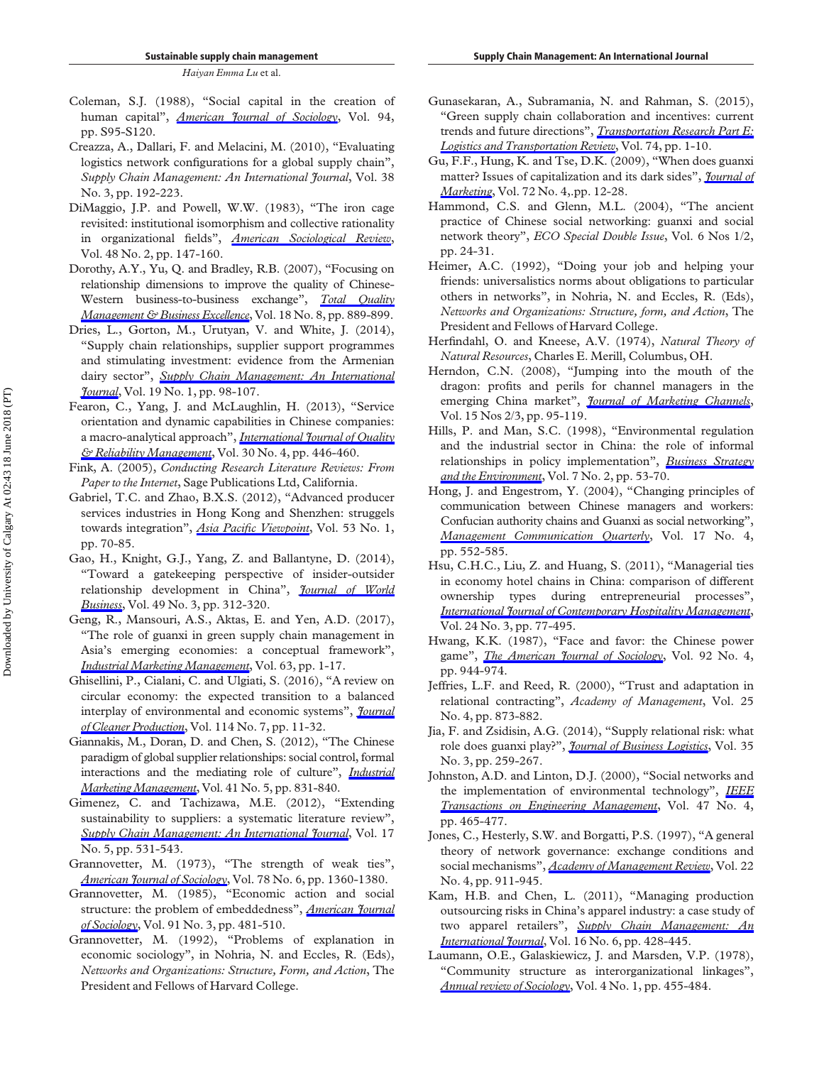Coleman, S.J. (1988), "Social capital in the creation of human capital", *American Journal of Sociology*, Vol. 94, pp. S95-S120.

Creazza, A., Dallari, F. and Melacini, M. (2010), "Evaluating logistics network configurations for a global supply chain", *Supply Chain Management: An International Journal*, Vol. 38 No. 3, pp. 192-223.

DiMaggio, J.P. and Powell, W.W. (1983), "The iron cage revisited: institutional isomorphism and collective rationality in organizational fields", *American Sociological Review*, Vol. 48 No. 2, pp. 147-160.

Dorothy, A.Y., Yu, Q. and Bradley, R.B. (2007), "Focusing on relationship dimensions to improve the quality of Chinese-Western business-to-business exchange", *Total Quality Management & Business Excellence*, Vol. 18 No. 8, pp. 889-899.

Dries, L., Gorton, M., Urutyan, V. and White, J. (2014), "Supply chain relationships, supplier support programmes and stimulating investment: evidence from the Armenian dairy sector", *Supply Chain Management: An International Journal*, Vol. 19 No. 1, pp. 98-107.

Fearon, C., Yang, J. and McLaughlin, H. (2013), "Service orientation and dynamic capabilities in Chinese companies: a macro-analytical approach", *International Journal of Quality & Reliability Management*, Vol. 30 No. 4, pp. 446-460.

Fink, A. (2005), *Conducting Research Literature Reviews: From Paper to the Internet*, Sage Publications Ltd, California.

Gabriel, T.C. and Zhao, B.X.S. (2012), "Advanced producer services industries in Hong Kong and Shenzhen: struggels towards integration", *Asia Pacific Viewpoint*, Vol. 53 No. 1, pp. 70-85.

Gao, H., Knight, G.J., Yang, Z. and Ballantyne, D. (2014), "Toward a gatekeeping perspective of insider-outsider relationship development in China", *Journal of World Business*, Vol. 49 No. 3, pp. 312-320.

Geng, R., Mansouri, A.S., Aktas, E. and Yen, A.D. (2017), "The role of guanxi in green supply chain management in Asia's emerging economies: a conceptual framework", *Industrial Marketing Management*, Vol. 63, pp. 1-17.

Ghisellini, P., Cialani, C. and Ulgiati, S. (2016), "A review on circular economy: the expected transition to a balanced interplay of environmental and economic systems", *Journal of Cleaner Production*, Vol. 114 No. 7, pp. 11-32.

Giannakis, M., Doran, D. and Chen, S. (2012), "The Chinese paradigm of global supplier relationships: social control, formal interactions and the mediating role of culture", *Industrial Marketing Management*, Vol. 41 No. 5, pp. 831-840.

Gimenez, C. and Tachizawa, M.E. (2012), "Extending sustainability to suppliers: a systematic literature review", *Supply Chain Management: An International Journal*, Vol. 17 No. 5, pp. 531-543.

Grannovetter, M. (1973), "The strength of weak ties", *American Journal of Sociology*, Vol. 78 No. 6, pp. 1360-1380.

Grannovetter, M. (1985), "Economic action and social structure: the problem of embeddedness", *American Journal of Sociology*, Vol. 91 No. 3, pp. 481-510.

Grannovetter, M. (1992), "Problems of explanation in economic sociology", in Nohria, N. and Eccles, R. (Eds), *Networks and Organizations: Structure, Form, and Action*, The President and Fellows of Harvard College.

Gunasekaran, A., Subramania, N. and Rahman, S. (2015), "Green supply chain collaboration and incentives: current trends and future directions", *Transportation Research Part E: Logistics and Transportation Review*, Vol. 74, pp. 1-10.

Gu, F.F., Hung, K. and Tse, D.K. (2009), "When does guanxi matter? Issues of capitalization and its dark sides", *Journal of Marketing*, Vol. 72 No. 4,.pp. 12-28.

Hammond, C.S. and Glenn, M.L. (2004), "The ancient practice of Chinese social networking: guanxi and social network theory", *ECO Special Double Issue*, Vol. 6 Nos 1/2, pp. 24-31.

Heimer, A.C. (1992), "Doing your job and helping your friends: universalistics norms about obligations to particular others in networks", in Nohria, N. and Eccles, R. (Eds), *Networks and Organizations: Structure, form, and Action*, The President and Fellows of Harvard College.

Herfindahl, O. and Kneese, A.V. (1974), *Natural Theory of Natural Resources*, Charles E. Merill, Columbus, OH.

Herndon, C.N. (2008), "Jumping into the mouth of the dragon: profits and perils for channel managers in the emerging China market", *Journal of Marketing Channels*, Vol. 15 Nos 2/3, pp. 95-119.

Hills, P. and Man, S.C. (1998), "Environmental regulation and the industrial sector in China: the role of informal relationships in policy implementation", *Business Strategy and the Environment*, Vol. 7 No. 2, pp. 53-70.

Hong, J. and Engestrom, Y. (2004), "Changing principles of communication between Chinese managers and workers: Confucian authority chains and Guanxi as social networking", *Management Communication Quarterly*, Vol. 17 No. 4, pp. 552-585.

Hsu, C.H.C., Liu, Z. and Huang, S. (2011), "Managerial ties in economy hotel chains in China: comparison of different ownership types during entrepreneurial processes", *International Journal of Contemporary Hospitality Management*, Vol. 24 No. 3, pp. 77-495.

Hwang, K.K. (1987), "Face and favor: the Chinese power game", *The American Journal of Sociology*, Vol. 92 No. 4, pp. 944-974.

Jeffries, L.F. and Reed, R. (2000), "Trust and adaptation in relational contracting", *Academy of Management*, Vol. 25 No. 4, pp. 873-882.

Jia, F. and Zsidisin, A.G. (2014), "Supply relational risk: what role does guanxi play?", *Journal of Business Logistics*, Vol. 35 No. 3, pp. 259-267.

Johnston, A.D. and Linton, D.J. (2000), "Social networks and the implementation of environmental technology", *IEEE Transactions on Engineering Management*, Vol. 47 No. 4, pp. 465-477.

Jones, C., Hesterly, S.W. and Borgatti, P.S. (1997), "A general theory of network governance: exchange conditions and social mechanisms", *Academy of Management Review*, Vol. 22 No. 4, pp. 911-945.

Kam, H.B. and Chen, L. (2011), "Managing production outsourcing risks in China's apparel industry: a case study of two apparel retailers", *Supply Chain Management: An International Journal*, Vol. 16 No. 6, pp. 428-445.

Laumann, O.E., Galaskiewicz, J. and Marsden, V.P. (1978), "Community structure as interorganizational linkages", *Annual review of Sociology*, Vol. 4 No. 1, pp. 455-484.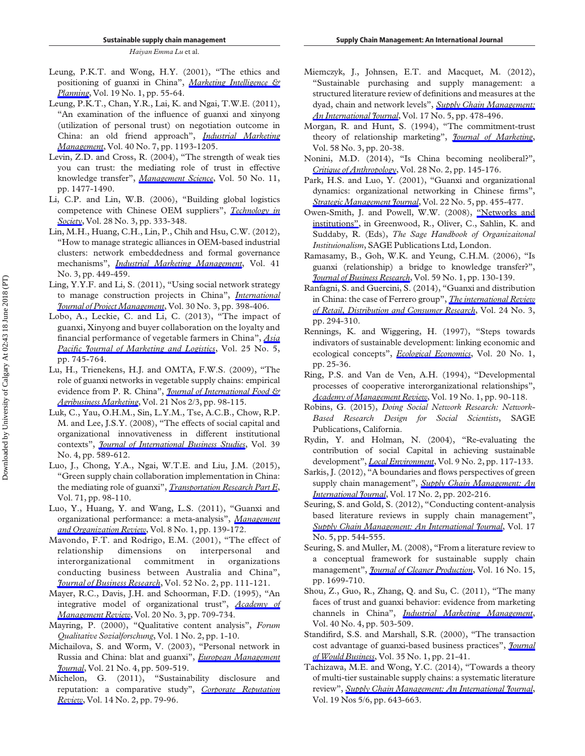Leung, P.K.T. and Wong, H.Y. (2001), "The ethics and positioning of guanxi in China", *Marketing Intelligence & Planning*, Vol. 19 No. 1, pp. 55-64.

Leung, P.K.T., Chan, Y.R., Lai, K. and Ngai, T.W.E. (2011), "An examination of the influence of guanxi and xinyong (utilization of personal trust) on negotiation outcome in China: an old friend approach", *Industrial Marketing Management*, Vol. 40 No. 7, pp. 1193-1205.

Levin, Z.D. and Cross, R. (2004), "The strength of weak ties you can trust: the mediating role of trust in effective knowledge transfer", *Management Science*, Vol. 50 No. 11, pp. 1477-1490.

Li, C.P. and Lin, W.B. (2006), "Building global logistics competence with Chinese OEM suppliers", *Technology in Society*, Vol. 28 No. 3, pp. 333-348.

Lin, M.H., Huang, C.H., Lin, P., Chih and Hsu, C.W. (2012), "How to manage strategic alliances in OEM-based industrial clusters: network embeddedness and formal governance mechanisms", *Industrial Marketing Management*, Vol. 41 No. 3, pp. 449-459.

Ling, Y.Y.F. and Li, S. (2011), "Using social network strategy to manage construction projects in China", *International Journal of Project Management*, Vol. 30 No. 3, pp. 398-406.

Lobo, A., Leckie, C. and Li, C. (2013), "The impact of guanxi, Xinyong and buyer collaboration on the loyalty and financial performance of vegetable farmers in China", *Asia Pacific Journal of Marketing and Logistics*, Vol. 25 No. 5, pp. 745-764.

Lu, H., Trienekens, H.J. and OMTA, F.W.S. (2009), "The role of guanxi networks in vegetable supply chains: empirical evidence from P. R. China", *Journal of International Food & Agribusiness Marketing*, Vol. 21 Nos 2/3, pp. 98-115.

Luk, C., Yau, O.H.M., Sin, L.Y.M., Tse, A.C.B., Chow, R.P. M. and Lee, J.S.Y. (2008), "The effects of social capital and organizational innovativeness in different institutional contexts", *Journal of International Business Studies*, Vol. 39 No. 4, pp. 589-612.

Luo, J., Chong, Y.A., Ngai, W.T.E. and Liu, J.M. (2015), "Green supply chain collaboration implementation in China: the mediating role of guanxi", *Transportation Research Part E*, Vol. 71, pp. 98-110.

Luo, Y., Huang, Y. and Wang, L.S. (2011), "Guanxi and organizational performance: a meta-analysis", *Management and Organization Review*, Vol. 8 No. 1, pp. 139-172.

Mavondo, F.T. and Rodrigo, E.M. (2001), "The effect of relationship dimensions on interpersonal and interorganizational commitment in organizations conducting business between Australia and China", *Journal of Business Research*, Vol. 52 No. 2, pp. 111-121.

Mayer, R.C., Davis, J.H. and Schoorman, F.D. (1995), "An integrative model of organizational trust", *Academy of Management Review*, Vol. 20 No. 3, pp. 709-734.

Mayring, P. (2000), "Qualitative content analysis", *Forum Qualitative Sozialforschung*, Vol. 1 No. 2, pp. 1-10.

Michailova, S. and Worm, V. (2003), "Personal network in Russia and China: blat and guanxi", *European Management Journal*, Vol. 21 No. 4, pp. 509-519.

Michelon, G. (2011), "Sustainability disclosure and reputation: a comparative study", *Corporate Reputation Review*, Vol. 14 No. 2, pp. 79-96.

Miemczyk, J., Johnsen, E.T. and Macquet, M. (2012), "Sustainable purchasing and supply management: a structured literature review of definitions and measures at the dyad, chain and network levels", *Supply Chain Management: An International Journal*, Vol. 17 No. 5, pp. 478-496.

Morgan, R. and Hunt, S. (1994), "The commitment-trust theory of relationship marketing", *Journal of Marketing*, Vol. 58 No. 3, pp. 20-38.

Nonini, M.D. (2014), "Is China becoming neoliberal?", *Critique of Anthropology*, Vol. 28 No. 2, pp. 145-176.

Park, H.S. and Luo, Y. (2001), "Guanxi and organizational dynamics: organizational networking in Chinese firms", *Strategic Management Journal*, Vol. 22 No. 5, pp. 455-477.

Owen-Smith, J. and Powell, W.W. (2008), "Networks and institutions", in Greenwood, R., Oliver, C., Sahlin, K. and Suddaby, R. (Eds), *The Sage Handbook of Organizaitonal Instituionalism*, SAGE Publications Ltd, London.

Ramasamy, B., Goh, W.K. and Yeung, C.H.M. (2006), "Is guanxi (relationship) a bridge to knowledge transfer?", *Journal of Business Research*, Vol. 59 No. 1, pp. 130-139.

Ranfagni, S. and Guercini, S. (2014), "Guanxi and distribution in China: the case of Ferrero group", *The international Review of Retail, Distribution and Consumer Research*, Vol. 24 No. 3, pp. 294-310.

Rennings, K. and Wiggering, H. (1997), "Steps towards indicators of sustainable development: linking economic and ecological concepts", *Ecological Economics*, Vol. 20 No. 1, pp. 25-36.

Ring, P.S. and Van de Ven, A.H. (1994), "Developmental processes of cooperative interorganizational relationships", *Academy of Management Review*, Vol. 19 No. 1, pp. 90-118.

Robins, G. (2015), *Doing Social Network Research: Network-Based Research Design for Social Scientists*, SAGE Publications, California.

Rydin, Y. and Holman, N. (2004), "Re-evaluating the contribution of social Capital in achieving sustainable development", *Local Environment*, Vol. 9 No. 2, pp. 117-133.

Sarkis, J. (2012), "A boundaries and flows perspectives of green supply chain management", *Supply Chain Management: An International Journal*, Vol. 17 No. 2, pp. 202-216.

Seuring, S. and Gold, S. (2012), "Conducting content-analysis based literature reviews in supply chain management", *Supply Chain Management: An International Journal*, Vol. 17 No. 5, pp. 544-555.

Seuring, S. and Muller, M. (2008), "From a literature review to a conceptual framework for sustainable supply chain management", *Journal of Cleaner Production*, Vol. 16 No. 15, pp. 1699-710.

Shou, Z., Guo, R., Zhang, Q. and Su, C. (2011), "The many faces of trust and guanxi behavior: evidence from marketing channels in China", *Industrial Marketing Management*, Vol. 40 No. 4, pp. 503-509.

Standifird, S.S. and Marshall, S.R. (2000), "The transaction cost advantage of guanxi-based business practices", *Journal of Would Business*, Vol. 35 No. 1, pp. 21-41.

Tachizawa, M.E. and Wong, Y.C. (2014), "Towards a theory of multi-tier sustainable supply chains: a systematic literature review", *Supply Chain Management: An International Journal*, Vol. 19 Nos 5/6, pp. 643-663.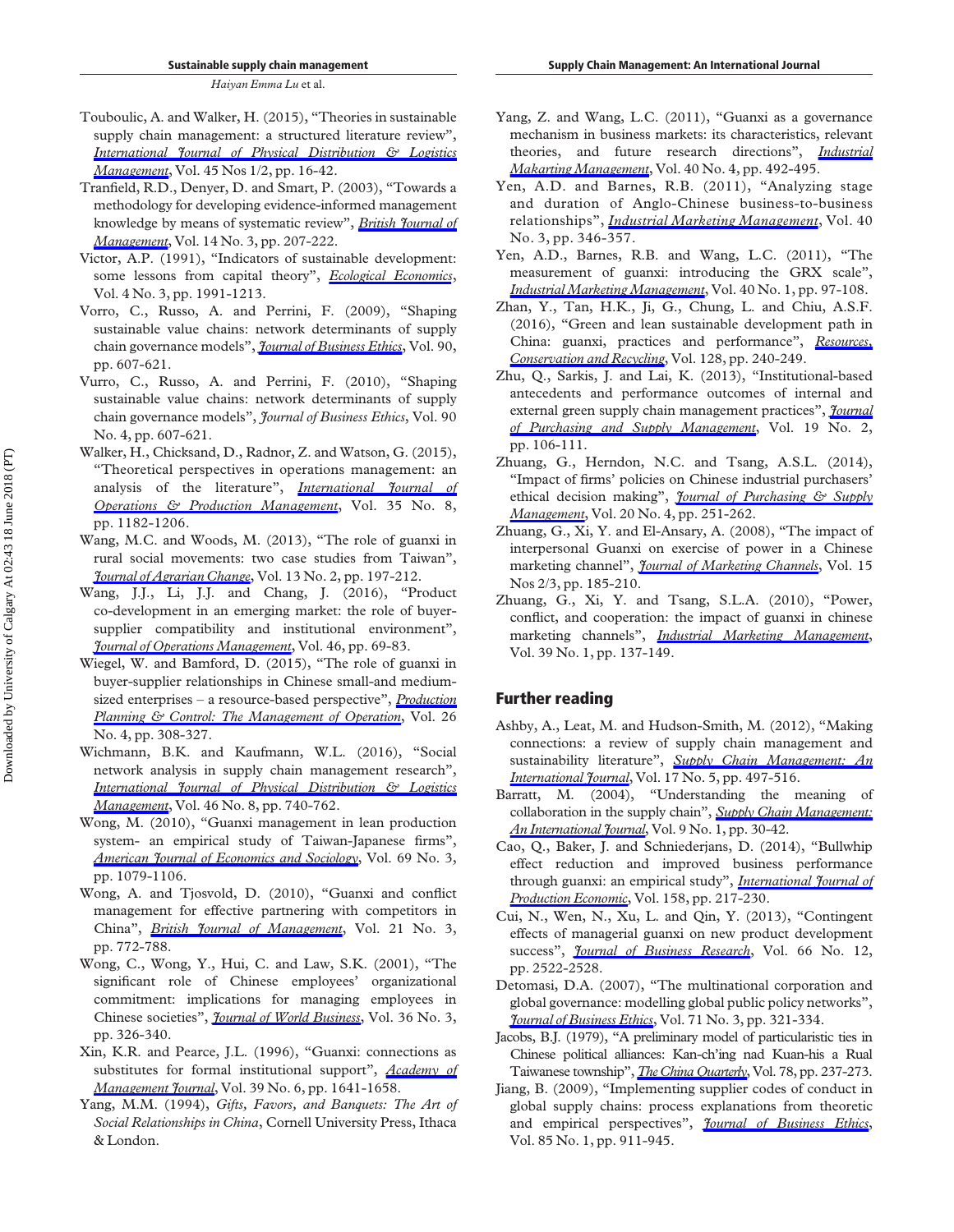Touboulic, A. and Walker, H. (2015), "Theories in sustainable supply chain management: a structured literature review", *International Journal of Physical Distribution & Logistics Management*, Vol. 45 Nos 1/2, pp. 16-42.

Tranfield, R.D., Denyer, D. and Smart, P. (2003), "Towards a methodology for developing evidence-informed management knowledge by means of systematic review", *British Journal of Management*, Vol. 14 No. 3, pp. 207-222.

Victor, A.P. (1991), "Indicators of sustainable development: some lessons from capital theory", *Ecological Economics*, Vol. 4 No. 3, pp. 1991-1213.

Vorro, C., Russo, A. and Perrini, F. (2009), "Shaping sustainable value chains: network determinants of supply chain governance models", *Journal of Business Ethics*, Vol. 90, pp. 607-621.

Vurro, C., Russo, A. and Perrini, F. (2010), "Shaping sustainable value chains: network determinants of supply chain governance models", *Journal of Business Ethics*, Vol. 90 No. 4, pp. 607-621.

Walker, H., Chicksand, D., Radnor, Z. and Watson, G. (2015), "Theoretical perspectives in operations management: an analysis of the literature", *International Journal of Operations & Production Management*, Vol. 35 No. 8, pp. 1182-1206.

Wang, M.C. and Woods, M. (2013), "The role of guanxi in rural social movements: two case studies from Taiwan", *Journal of Agrarian Change*, Vol. 13 No. 2, pp. 197-212.

Wang, J.J., Li, J.J. and Chang, J. (2016), "Product co-development in an emerging market: the role of buyer-supplier compatibility and institutional environment", *Journal of Operations Management*, Vol. 46, pp. 69-83.

Wiegel, W. and Bamford, D. (2015), "The role of guanxi in buyer-supplier relationships in Chinese small-and medium-sized enterprises – a resource-based perspective", *Production Planning & Control: The Management of Operation*, Vol. 26 No. 4, pp. 308-327.

Wichmann, B.K. and Kaufmann, W.L. (2016), "Social network analysis in supply chain management research", *International Journal of Physical Distribution & Logistics Management*, Vol. 46 No. 8, pp. 740-762.

Wong, M. (2010), "Guanxi management in lean production system- an empirical study of Taiwan-Japanese firms", *American Journal of Economics and Sociology*, Vol. 69 No. 3, pp. 1079-1106.

Wong, A. and Tjosvold, D. (2010), "Guanxi and conflict management for effective partnering with competitors in China", *British Journal of Management*, Vol. 21 No. 3, pp. 772-788.

Wong, C., Wong, Y., Hui, C. and Law, S.K. (2001), "The significant role of Chinese employees' organizational commitment: implications for managing employees in Chinese societies", *Journal of World Business*, Vol. 36 No. 3, pp. 326-340.

Xin, K.R. and Pearce, J.L. (1996), "Guanxi: connections as substitutes for formal institutional support", *Academy of Management Journal*, Vol. 39 No. 6, pp. 1641-1658.

Yang, M.M. (1994), *Gifts, Favors, and Banquets: The Art of Social Relationships in China*, Cornell University Press, Ithaca & London.

Yang, Z. and Wang, L.C. (2011), "Guanxi as a governance mechanism in business markets: its characteristics, relevant theories, and future research directions", *Industrial Makarting Management*, Vol. 40 No. 4, pp. 492-495.

Yen, A.D. and Barnes, R.B. (2011), "Analyzing stage and duration of Anglo-Chinese business-to-business relationships", *Industrial Marketing Management*, Vol. 40 No. 3, pp. 346-357.

Yen, A.D., Barnes, R.B. and Wang, L.C. (2011), "The measurement of guanxi: introducing the GRX scale", *Industrial Marketing Management*, Vol. 40 No. 1, pp. 97-108.

Zhan, Y., Tan, H.K., Ji, G., Chung, L. and Chiu, A.S.F. (2016), "Green and lean sustainable development path in China: guanxi, practices and performance", *Resources, Conservation and Recycling*, Vol. 128, pp. 240-249.

Zhu, Q., Sarkis, J. and Lai, K. (2013), "Institutional-based antecedents and performance outcomes of internal and external green supply chain management practices", *Journal of Purchasing and Supply Management*, Vol. 19 No. 2, pp. 106-111.

Zhuang, G., Herndon, N.C. and Tsang, A.S.L. (2014), "Impact of firms' policies on Chinese industrial purchasers' ethical decision making", *Journal of Purchasing & Supply Management*, Vol. 20 No. 4, pp. 251-262.

Zhuang, G., Xi, Y. and El-Ansary, A. (2008), "The impact of interpersonal Guanxi on exercise of power in a Chinese marketing channel", *Journal of Marketing Channels*, Vol. 15 Nos 2/3, pp. 185-210.

Zhuang, G., Xi, Y. and Tsang, S.L.A. (2010), "Power, conflict, and cooperation: the impact of guanxi in chinese marketing channels", *Industrial Marketing Management*, Vol. 39 No. 1, pp. 137-149.

## Further reading

Ashby, A., Leat, M. and Hudson-Smith, M. (2012), "Making connections: a review of supply chain management and sustainability literature", *Supply Chain Management: An International Journal*, Vol. 17 No. 5, pp. 497-516.

Barratt, M. (2004), "Understanding the meaning of collaboration in the supply chain", *Supply Chain Management: An International Journal*, Vol. 9 No. 1, pp. 30-42.

Cao, Q., Baker, J. and Schniederjans, D. (2014), "Bullwhip effect reduction and improved business performance through guanxi: an empirical study", *International Journal of Production Economic*, Vol. 158, pp. 217-230.

Cui, N., Wen, N., Xu, L. and Qin, Y. (2013), "Contingent effects of managerial guanxi on new product development success", *Journal of Business Research*, Vol. 66 No. 12, pp. 2522-2528.

Detomasi, D.A. (2007), "The multinational corporation and global governance: modelling global public policy networks", *Journal of Business Ethics*, Vol. 71 No. 3, pp. 321-334.

Jacobs, B.J. (1979), "A preliminary model of particularistic ties in Chinese political alliances: Kan-ch'ing nad Kuan-his a Rual Taiwanese township", *The China Quarterly*, Vol. 78, pp. 237-273.

Jiang, B. (2009), "Implementing supplier codes of conduct in global supply chains: process explanations from theoretic and empirical perspectives", *Journal of Business Ethics*, Vol. 85 No. 1, pp. 911-945.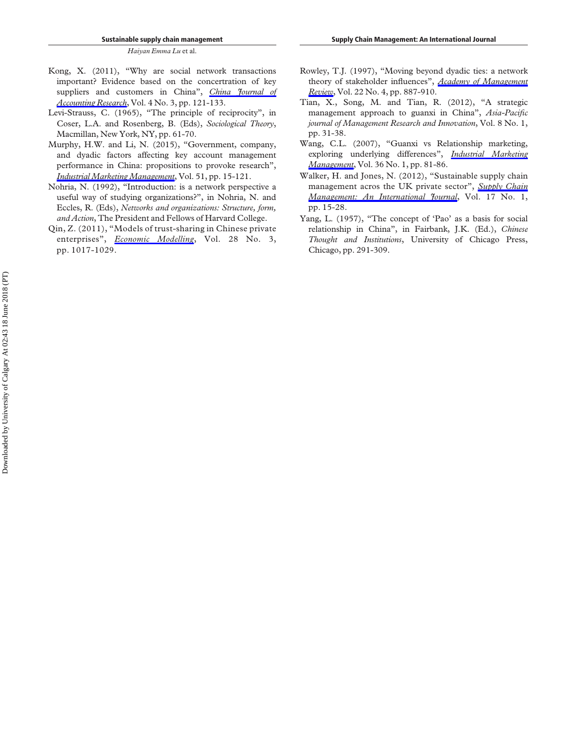Kong, X. (2011), "Why are social network transactions important? Evidence based on the concertration of key suppliers and customers in China", *China Journal of Accounting Research*, Vol. 4 No. 3, pp. 121-133.

Levi-Strauss, C. (1965), "The principle of reciprocity", in Coser, L.A. and Rosenberg, B. (Eds), *Sociological Theory*, Macmillan, New York, NY, pp. 61-70.

Murphy, H.W. and Li, N. (2015), "Government, company, and dyadic factors affecting key account management performance in China: propositions to provoke research", *Industrial Marketing Management*, Vol. 51, pp. 15-121.

Nohria, N. (1992), "Introduction: is a network perspective a useful way of studying organizations?", in Nohria, N. and Eccles, R. (Eds), *Networks and organizations: Structure, form, and Action*, The President and Fellows of Harvard College.

Qin, Z. (2011), "Models of trust-sharing in Chinese private enterprises", *Economic Modelling*, Vol. 28 No. 3, pp. 1017-1029.

Rowley, T.J. (1997), "Moving beyond dyadic ties: a network theory of stakeholder influences", *Academy of Management Review*, Vol. 22 No. 4, pp. 887-910.

Tian, X., Song, M. and Tian, R. (2012), "A strategic management approach to guanxi in China", *Asia-Pacific journal of Management Research and Innovation*, Vol. 8 No. 1, pp. 31-38.

Wang, C.L. (2007), "Guanxi vs Relationship marketing, exploring underlying differences", *Industrial Marketing Management*, Vol. 36 No. 1, pp. 81-86.

Walker, H. and Jones, N. (2012), "Sustainable supply chain management acros the UK private sector", *Supply Chain Management: An International Journal*, Vol. 17 No. 1, pp. 15-28.

Yang, L. (1957), "The concept of 'Pao' as a basis for social relationship in China", in Fairbank, J.K. (Ed.), *Chinese Thought and Institutions*, University of Chicago Press, Chicago, pp. 291-309.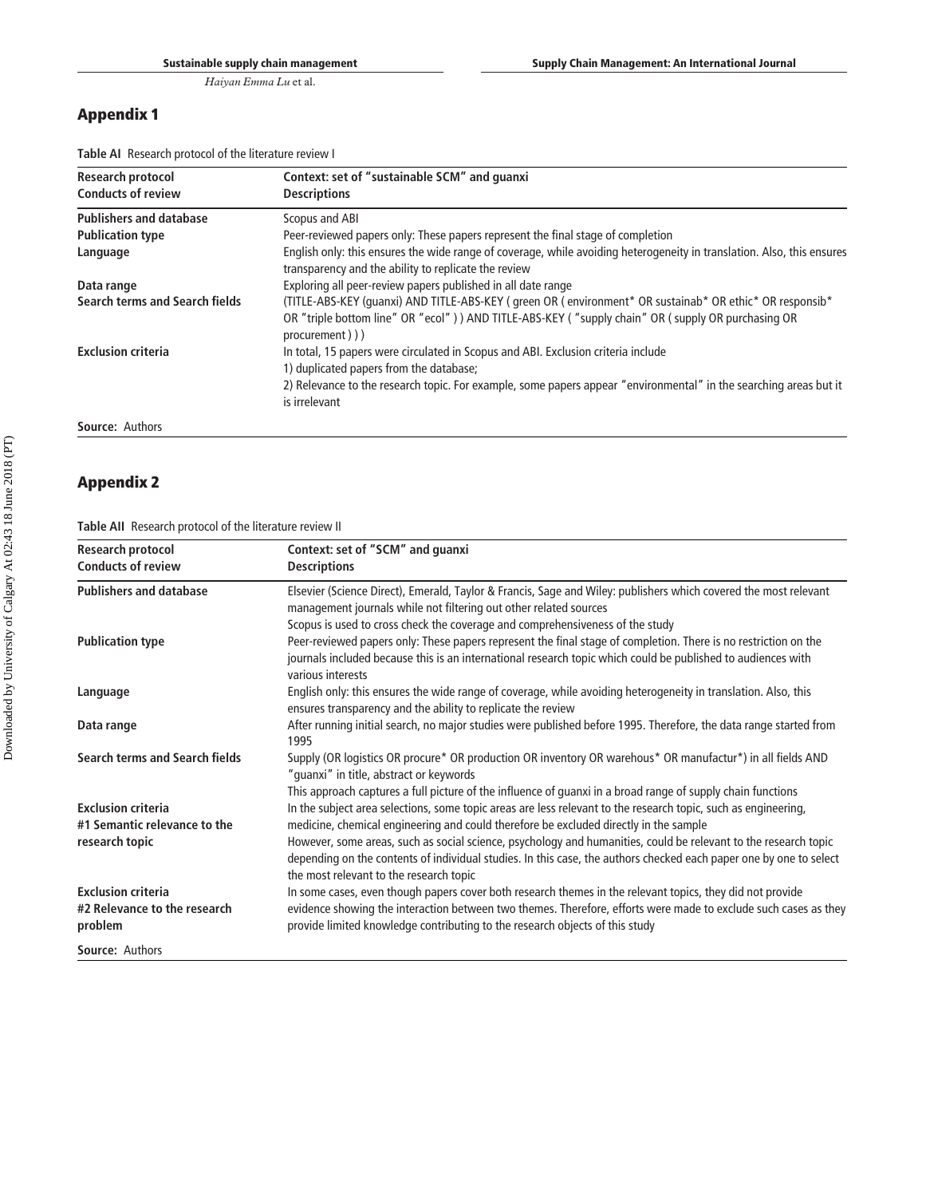## Appendix 1

**Table AI** Research protocol of the literature review I

| Research protocol<br>Conducts of review | Context: set of "sustainable SCM" and guanxi<br>Descriptions |
|---|---|
| **Publishers and database** | Scopus and ABI |
| **Publication type** | Peer-reviewed papers only: These papers represent the final stage of completion |
| **Language** | English only: this ensures the wide range of coverage, while avoiding heterogeneity in translation. Also, this ensures transparency and the ability to replicate the review |
| **Data range** | Exploring all peer-review papers published in all date range |
| **Search terms and Search fields** | (TITLE-ABS-KEY (guanxi) AND TITLE-ABS-KEY ( green OR ( environment* OR sustainab* OR ethic* OR responsib* OR "triple bottom line" OR "ecol" ) ) AND TITLE-ABS-KEY ( "supply chain" OR (supply OR purchasing OR procurement ) ) ) |
| **Exclusion criteria** | In total, 15 papers were circulated in Scopus and ABI. Exclusion criteria include<br>1) duplicated papers from the database;<br>2) Relevance to the research topic. For example, some papers appear "environmental" in the searching areas but it is irrelevant |

**Source:** Authors

## Appendix 2

**Table AII** Research protocol of the literature review II

| Research protocol<br>Conducts of review | Context: set of "SCM" and guanxi<br>Descriptions |
|---|---|
| **Publishers and database** | Elsevier (Science Direct), Emerald, Taylor & Francis, Sage and Wiley: publishers which covered the most relevant management journals while not filtering out other related sources<br>Scopus is used to cross check the coverage and comprehensiveness of the study |
| **Publication type** | Peer-reviewed papers only: These papers represent the final stage of completion. There is no restriction on the journals included because this is an international research topic which could be published to audiences with various interests |
| **Language** | English only: this ensures the wide range of coverage, while avoiding heterogeneity in translation. Also, this ensures transparency and the ability to replicate the review |
| **Data range** | After running initial search, no major studies were published before 1995. Therefore, the data range started from 1995 |
| **Search terms and Search fields** | Supply (OR logistics OR procure* OR production OR inventory OR warehous* OR manufactur*) in all fields AND "guanxi" in title, abstract or keywords<br>This approach captures a full picture of the influence of guanxi in a broad range of supply chain functions |
| **Exclusion criteria<br>#1 Semantic relevance to the research topic** | In the subject area selections, some topic areas are less relevant to the research topic, such as engineering, medicine, chemical engineering and could therefore be excluded directly in the sample<br>However, some areas, such as social science, psychology and humanities, could be relevant to the research topic depending on the contents of individual studies. In this case, the authors checked each paper one by one to select the most relevant to the research topic |
| **Exclusion criteria<br>#2 Relevance to the research problem** | In some cases, even though papers cover both research themes in the relevant topics, they did not provide evidence showing the interaction between two themes. Therefore, efforts were made to exclude such cases as they provide limited knowledge contributing to the research objects of this study |

**Source:** Authors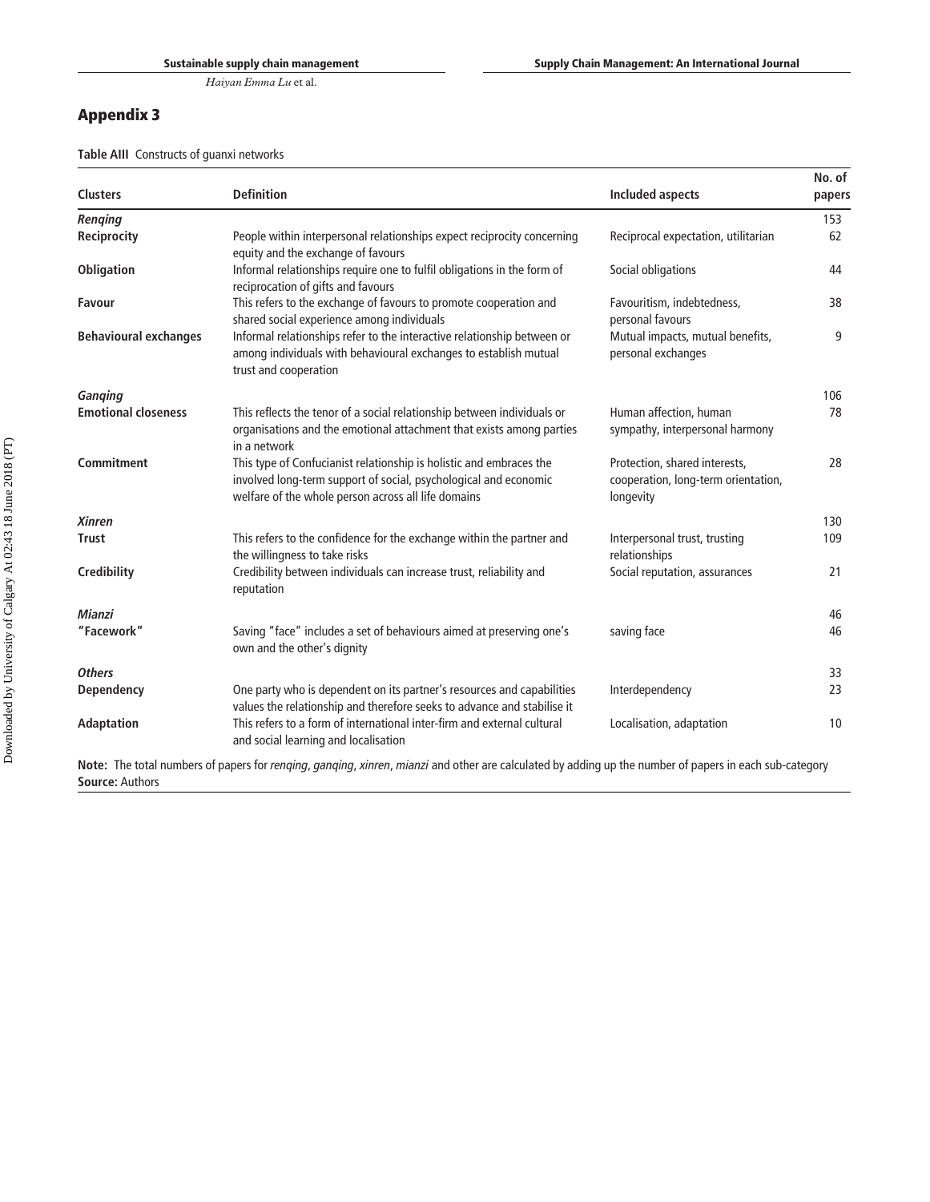## Appendix 3

**Table AIII** Constructs of guanxi networks

| Clusters | Definition | Included aspects | No. of papers |
|---|---|---|---|
| ***Renqing*** | | | 153 |
| **Reciprocity** | People within interpersonal relationships expect reciprocity concerning equity and the exchange of favours | Reciprocal expectation, utilitarian | 62 |
| **Obligation** | Informal relationships require one to fulfil obligations in the form of reciprocation of gifts and favours | Social obligations | 44 |
| **Favour** | This refers to the exchange of favours to promote cooperation and shared social experience among individuals | Favouritism, indebtedness, personal favours | 38 |
| **Behavioural exchanges** | Informal relationships refer to the interactive relationship between or among individuals with behavioural exchanges to establish mutual trust and cooperation | Mutual impacts, mutual benefits, personal exchanges | 9 |
| ***Ganqing*** | | | 106 |
| **Emotional closeness** | This reflects the tenor of a social relationship between individuals or organisations and the emotional attachment that exists among parties in a network | Human affection, human sympathy, interpersonal harmony | 78 |
| **Commitment** | This type of Confucianist relationship is holistic and embraces the involved long-term support of social, psychological and economic welfare of the whole person across all life domains | Protection, shared interests, cooperation, long-term orientation, longevity | 28 |
| ***Xinren*** | | | 130 |
| **Trust** | This refers to the confidence for the exchange within the partner and the willingness to take risks | Interpersonal trust, trusting relationships | 109 |
| **Credibility** | Credibility between individuals can increase trust, reliability and reputation | Social reputation, assurances | 21 |
| ***Mianzi*** | | | 46 |
| **"Facework"** | Saving "face" includes a set of behaviours aimed at preserving one's own and the other's dignity | saving face | 46 |
| ***Others*** | | | 33 |
| **Dependency** | One party who is dependent on its partner's resources and capabilities values the relationship and therefore seeks to advance and stabilise it | Interdependency | 23 |
| **Adaptation** | This refers to a form of international inter-firm and external cultural and social learning and localisation | Localisation, adaptation | 10 |

**Note:** The total numbers of papers for *renqing*, *ganqing*, *xinren*, *mianzi* and other are calculated by adding up the number of papers in each sub-category
**Source:** Authors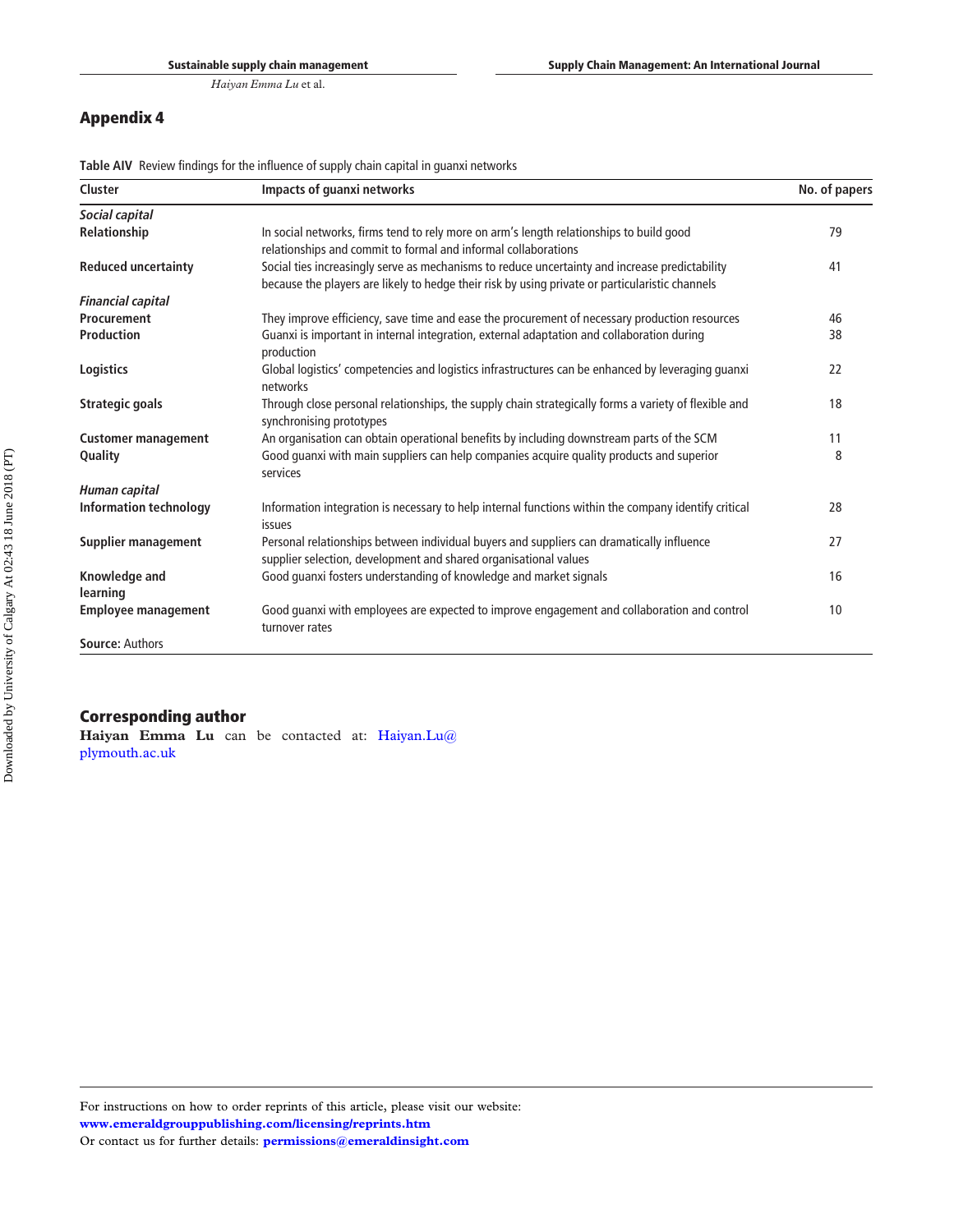## Appendix 4

**Table AIV** Review findings for the influence of supply chain capital in guanxi networks

| Cluster | Impacts of guanxi networks | No. of papers |
|---|---|---|
| ***Social capital*** | | |
| **Relationship** | In social networks, firms tend to rely more on arm's length relationships to build good relationships and commit to formal and informal collaborations | 79 |
| **Reduced uncertainty** | Social ties increasingly serve as mechanisms to reduce uncertainty and increase predictability because the players are likely to hedge their risk by using private or particularistic channels | 41 |
| ***Financial capital*** | | |
| **Procurement** | They improve efficiency, save time and ease the procurement of necessary production resources | 46 |
| **Production** | Guanxi is important in internal integration, external adaptation and collaboration during production | 38 |
| **Logistics** | Global logistics' competencies and logistics infrastructures can be enhanced by leveraging guanxi networks | 22 |
| **Strategic goals** | Through close personal relationships, the supply chain strategically forms a variety of flexible and synchronising prototypes | 18 |
| **Customer management** | An organisation can obtain operational benefits by including downstream parts of the SCM | 11 |
| **Quality** | Good guanxi with main suppliers can help companies acquire quality products and superior services | 8 |
| ***Human capital*** | | |
| **Information technology** | Information integration is necessary to help internal functions within the company identify critical issues | 28 |
| **Supplier management** | Personal relationships between individual buyers and suppliers can dramatically influence supplier selection, development and shared organisational values | 27 |
| **Knowledge and learning** | Good guanxi fosters understanding of knowledge and market signals | 16 |
| **Employee management** | Good guanxi with employees are expected to improve engagement and collaboration and control turnover rates | 10 |

**Source:** Authors

## Corresponding author

**Haiyan Emma Lu** can be contacted at: Haiyan.Lu@plymouth.ac.uk

For instructions on how to order reprints of this article, please visit our website:
**www.emeraldgrouppublishing.com/licensing/reprints.htm**
Or contact us for further details: **permissions@emeraldinsight.com**